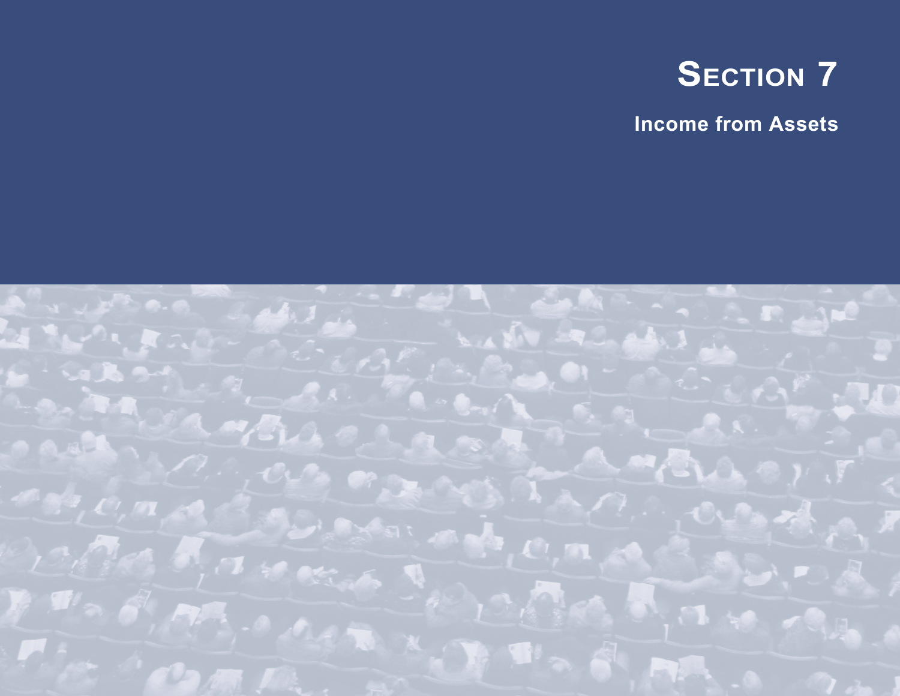# Section 7

## Income from Assets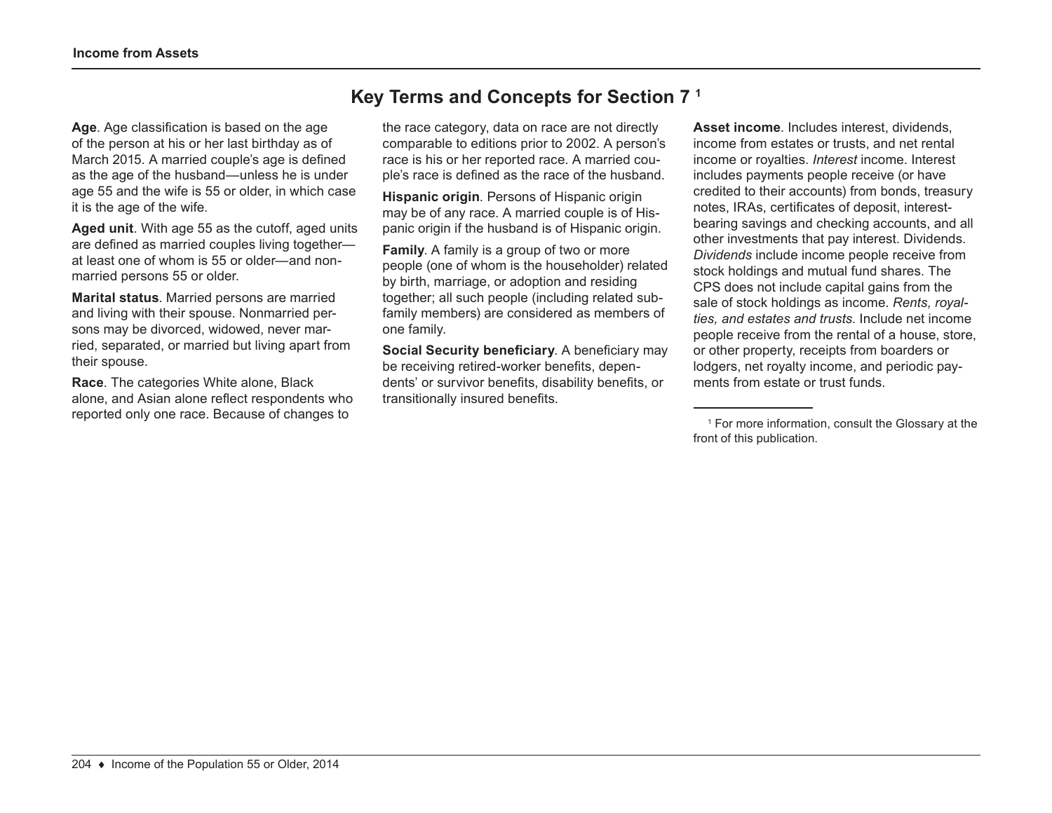## Key Terms and Concepts for Section 7 [1]

**Age**. Age classification is based on the age of the person at his or her last birthday as of March 2015. A married couple's age is defined as the age of the husband—unless he is under age 55 and the wife is 55 or older, in which case it is the age of the wife.

**Aged unit**. With age 55 as the cutoff, aged units are defined as married couples living together—at least one of whom is 55 or older—and nonmarried persons 55 or older.

**Marital status**. Married persons are married and living with their spouse. Nonmarried persons may be divorced, widowed, never married, separated, or married but living apart from their spouse.

**Race**. The categories White alone, Black alone, and Asian alone reflect respondents who reported only one race. Because of changes to the race category, data on race are not directly comparable to editions prior to 2002. A person's race is his or her reported race. A married couple's race is defined as the race of the husband.

**Hispanic origin**. Persons of Hispanic origin may be of any race. A married couple is of Hispanic origin if the husband is of Hispanic origin.

**Family**. A family is a group of two or more people (one of whom is the householder) related by birth, marriage, or adoption and residing together; all such people (including related subfamily members) are considered as members of one family.

**Social Security beneficiary**. A beneficiary may be receiving retired-worker benefits, dependents' or survivor benefits, disability benefits, or transitionally insured benefits.

**Asset income**. Includes interest, dividends, income from estates or trusts, and net rental income or royalties. *Interest* income. Interest includes payments people receive (or have credited to their accounts) from bonds, treasury notes, IRAs, certificates of deposit, interest-bearing savings and checking accounts, and all other investments that pay interest. Dividends. *Dividends* include income people receive from stock holdings and mutual fund shares. The CPS does not include capital gains from the sale of stock holdings as income. *Rents, royalties, and estates and trusts*. Include net income people receive from the rental of a house, store, or other property, receipts from boarders or lodgers, net royalty income, and periodic payments from estate or trust funds.

---

[1] For more information, consult the Glossary at the front of this publication.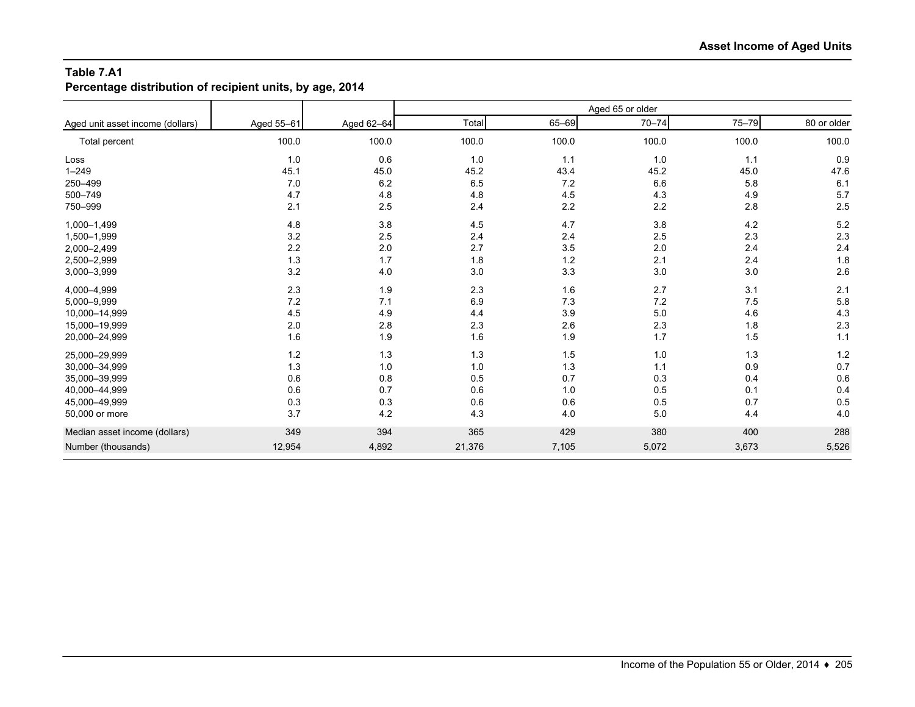**Table 7.A1**
**Percentage distribution of recipient units, by age, 2014**

| Aged unit asset income (dollars) | Aged 55–61 | Aged 62–64 | Aged 65 or older | | | | |
|---|---|---|---|---|---|---|---|
| | | | Total | 65–69 | 70–74 | 75–79 | 80 or older |
| Total percent | 100.0 | 100.0 | 100.0 | 100.0 | 100.0 | 100.0 | 100.0 |
| Loss | 1.0 | 0.6 | 1.0 | 1.1 | 1.0 | 1.1 | 0.9 |
| 1–249 | 45.1 | 45.0 | 45.2 | 43.4 | 45.2 | 45.0 | 47.6 |
| 250–499 | 7.0 | 6.2 | 6.5 | 7.2 | 6.6 | 5.8 | 6.1 |
| 500–749 | 4.7 | 4.8 | 4.8 | 4.5 | 4.3 | 4.9 | 5.7 |
| 750–999 | 2.1 | 2.5 | 2.4 | 2.2 | 2.2 | 2.8 | 2.5 |
| 1,000–1,499 | 4.8 | 3.8 | 4.5 | 4.7 | 3.8 | 4.2 | 5.2 |
| 1,500–1,999 | 3.2 | 2.5 | 2.4 | 2.4 | 2.5 | 2.3 | 2.3 |
| 2,000–2,499 | 2.2 | 2.0 | 2.7 | 3.5 | 2.0 | 2.4 | 2.4 |
| 2,500–2,999 | 1.3 | 1.7 | 1.8 | 1.2 | 2.1 | 2.4 | 1.8 |
| 3,000–3,999 | 3.2 | 4.0 | 3.0 | 3.3 | 3.0 | 3.0 | 2.6 |
| 4,000–4,999 | 2.3 | 1.9 | 2.3 | 1.6 | 2.7 | 3.1 | 2.1 |
| 5,000–9,999 | 7.2 | 7.1 | 6.9 | 7.3 | 7.2 | 7.5 | 5.8 |
| 10,000–14,999 | 4.5 | 4.9 | 4.4 | 3.9 | 5.0 | 4.6 | 4.3 |
| 15,000–19,999 | 2.0 | 2.8 | 2.3 | 2.6 | 2.3 | 1.8 | 2.3 |
| 20,000–24,999 | 1.6 | 1.9 | 1.6 | 1.9 | 1.7 | 1.5 | 1.1 |
| 25,000–29,999 | 1.2 | 1.3 | 1.3 | 1.5 | 1.0 | 1.3 | 1.2 |
| 30,000–34,999 | 1.3 | 1.0 | 1.0 | 1.3 | 1.1 | 0.9 | 0.7 |
| 35,000–39,999 | 0.6 | 0.8 | 0.5 | 0.7 | 0.3 | 0.4 | 0.6 |
| 40,000–44,999 | 0.6 | 0.7 | 0.6 | 1.0 | 0.5 | 0.1 | 0.4 |
| 45,000–49,999 | 0.3 | 0.3 | 0.6 | 0.6 | 0.5 | 0.7 | 0.5 |
| 50,000 or more | 3.7 | 4.2 | 4.3 | 4.0 | 5.0 | 4.4 | 4.0 |
| Median asset income (dollars) | 349 | 394 | 365 | 429 | 380 | 400 | 288 |
| Number (thousands) | 12,954 | 4,892 | 21,376 | 7,105 | 5,072 | 3,673 | 5,526 |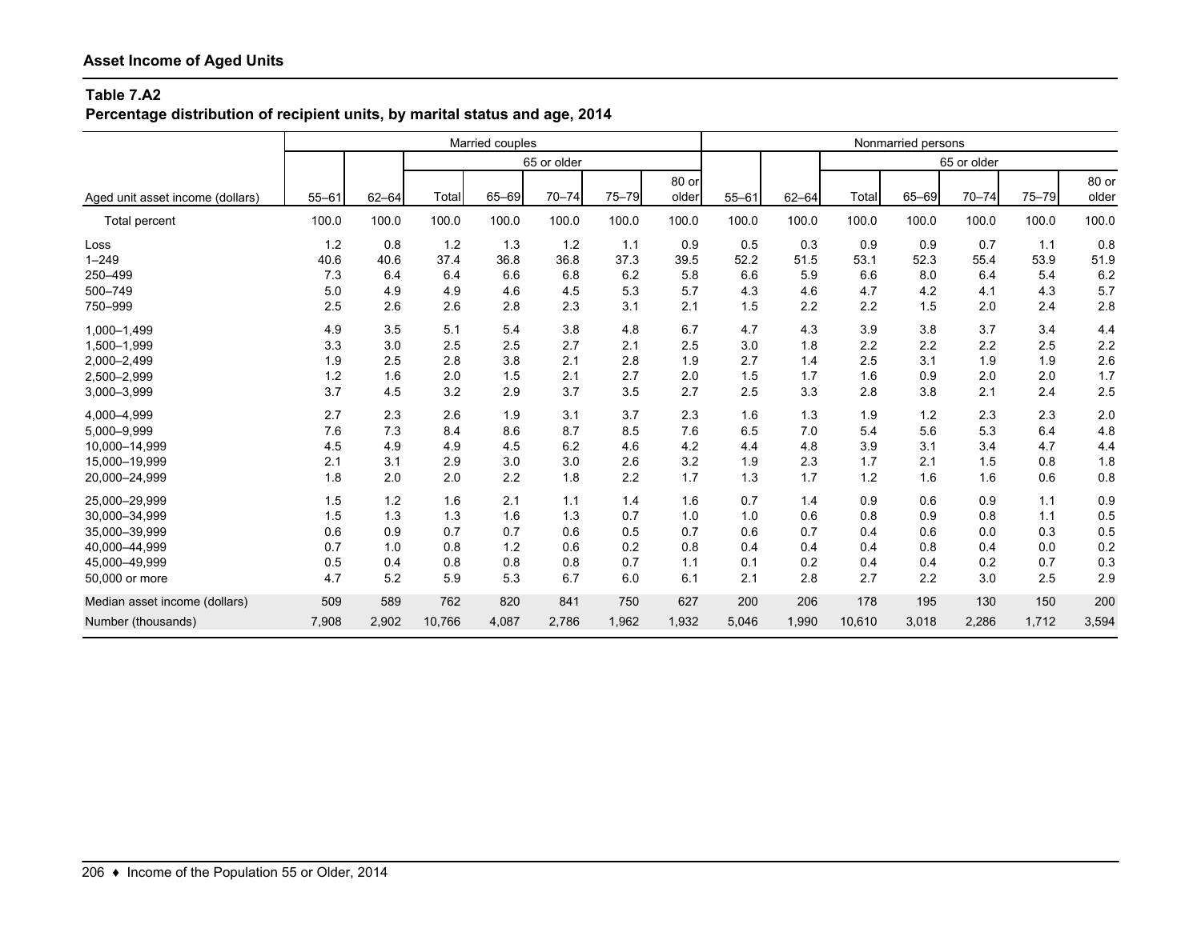## Asset Income of Aged Units

### Table 7.A2

**Percentage distribution of recipient units, by marital status and age, 2014**

| Aged unit asset income (dollars) | Married couples | | | | | | | Nonmarried persons | | | | | | |
|---|---|---|---|---|---|---|---|---|---|---|---|---|---|---|
| | | | 65 or older | | | | | | | 65 or older | | | | |
| | 55–61 | 62–64 | Total | 65–69 | 70–74 | 75–79 | 80 or older | 55–61 | 62–64 | Total | 65–69 | 70–74 | 75–79 | 80 or older |
| Total percent | 100.0 | 100.0 | 100.0 | 100.0 | 100.0 | 100.0 | 100.0 | 100.0 | 100.0 | 100.0 | 100.0 | 100.0 | 100.0 | 100.0 |
| Loss | 1.2 | 0.8 | 1.2 | 1.3 | 1.2 | 1.1 | 0.9 | 0.5 | 0.3 | 0.9 | 0.9 | 0.7 | 1.1 | 0.8 |
| 1–249 | 40.6 | 40.6 | 37.4 | 36.8 | 36.8 | 37.3 | 39.5 | 52.2 | 51.5 | 53.1 | 52.3 | 55.4 | 53.9 | 51.9 |
| 250–499 | 7.3 | 6.4 | 6.4 | 6.6 | 6.8 | 6.2 | 5.8 | 6.6 | 5.9 | 6.6 | 8.0 | 6.4 | 5.4 | 6.2 |
| 500–749 | 5.0 | 4.9 | 4.9 | 4.6 | 4.5 | 5.3 | 5.7 | 4.3 | 4.6 | 4.7 | 4.2 | 4.1 | 4.3 | 5.7 |
| 750–999 | 2.5 | 2.6 | 2.6 | 2.8 | 2.3 | 3.1 | 2.1 | 1.5 | 2.2 | 2.2 | 1.5 | 2.0 | 2.4 | 2.8 |
| 1,000–1,499 | 4.9 | 3.5 | 5.1 | 5.4 | 3.8 | 4.8 | 6.7 | 4.7 | 4.3 | 3.9 | 3.8 | 3.7 | 3.4 | 4.4 |
| 1,500–1,999 | 3.3 | 3.0 | 2.5 | 2.5 | 2.7 | 2.1 | 2.5 | 3.0 | 1.8 | 2.2 | 2.2 | 2.2 | 2.5 | 2.2 |
| 2,000–2,499 | 1.9 | 2.5 | 2.8 | 3.8 | 2.1 | 2.8 | 1.9 | 2.7 | 1.4 | 2.5 | 3.1 | 1.9 | 1.9 | 2.6 |
| 2,500–2,999 | 1.2 | 1.6 | 2.0 | 1.5 | 2.1 | 2.7 | 2.0 | 1.5 | 1.7 | 1.6 | 0.9 | 2.0 | 2.0 | 1.7 |
| 3,000–3,999 | 3.7 | 4.5 | 3.2 | 2.9 | 3.7 | 3.5 | 2.7 | 2.5 | 3.3 | 2.8 | 3.8 | 2.1 | 2.4 | 2.5 |
| 4,000–4,999 | 2.7 | 2.3 | 2.6 | 1.9 | 3.1 | 3.7 | 2.3 | 1.6 | 1.3 | 1.9 | 1.2 | 2.3 | 2.3 | 2.0 |
| 5,000–9,999 | 7.6 | 7.3 | 8.4 | 8.6 | 8.7 | 8.5 | 7.6 | 6.5 | 7.0 | 5.4 | 5.6 | 5.3 | 6.4 | 4.8 |
| 10,000–14,999 | 4.5 | 4.9 | 4.9 | 4.5 | 6.2 | 4.6 | 4.2 | 4.4 | 4.8 | 3.9 | 3.1 | 3.4 | 4.7 | 4.4 |
| 15,000–19,999 | 2.1 | 3.1 | 2.9 | 3.0 | 3.0 | 2.6 | 3.2 | 1.9 | 2.3 | 1.7 | 2.1 | 1.5 | 0.8 | 1.8 |
| 20,000–24,999 | 1.8 | 2.0 | 2.0 | 2.2 | 1.8 | 2.2 | 1.7 | 1.3 | 1.7 | 1.2 | 1.6 | 1.6 | 0.6 | 0.8 |
| 25,000–29,999 | 1.5 | 1.2 | 1.6 | 2.1 | 1.1 | 1.4 | 1.6 | 0.7 | 1.4 | 0.9 | 0.6 | 0.9 | 1.1 | 0.9 |
| 30,000–34,999 | 1.5 | 1.3 | 1.3 | 1.6 | 1.3 | 0.7 | 1.0 | 1.0 | 0.6 | 0.8 | 0.9 | 0.8 | 1.1 | 0.5 |
| 35,000–39,999 | 0.6 | 0.9 | 0.7 | 0.7 | 0.6 | 0.5 | 0.7 | 0.6 | 0.7 | 0.4 | 0.6 | 0.0 | 0.3 | 0.5 |
| 40,000–44,999 | 0.7 | 1.0 | 0.8 | 1.2 | 0.6 | 0.2 | 0.8 | 0.4 | 0.4 | 0.4 | 0.8 | 0.4 | 0.0 | 0.2 |
| 45,000–49,999 | 0.5 | 0.4 | 0.8 | 0.8 | 0.8 | 0.7 | 1.1 | 0.1 | 0.2 | 0.4 | 0.4 | 0.2 | 0.7 | 0.3 |
| 50,000 or more | 4.7 | 5.2 | 5.9 | 5.3 | 6.7 | 6.0 | 6.1 | 2.1 | 2.8 | 2.7 | 2.2 | 3.0 | 2.5 | 2.9 |
| Median asset income (dollars) | 509 | 589 | 762 | 820 | 841 | 750 | 627 | 200 | 206 | 178 | 195 | 130 | 150 | 200 |
| Number (thousands) | 7,908 | 2,902 | 10,766 | 4,087 | 2,786 | 1,962 | 1,932 | 5,046 | 1,990 | 10,610 | 3,018 | 2,286 | 1,712 | 3,594 |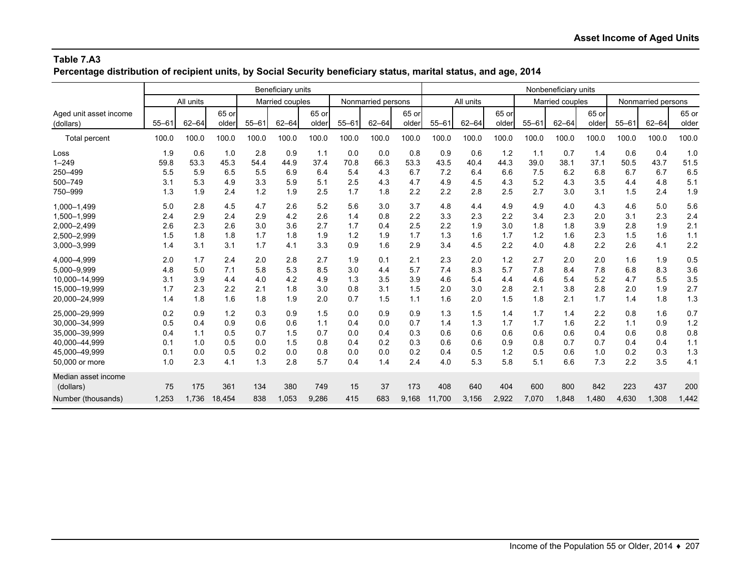## Table 7.A3

**Percentage distribution of recipient units, by Social Security beneficiary status, marital status, and age, 2014**

| Aged unit asset income (dollars) | Beneficiary units | | | | | | | | | Nonbeneficiary units | | | | | | | | |
|---|---|---|---|---|---|---|---|---|---|---|---|---|---|---|---|---|---|---|
| | All units | | | Married couples | | | Nonmarried persons | | | All units | | | Married couples | | | Nonmarried persons | | |
| | 55–61 | 62–64 | 65 or older | 55–61 | 62–64 | 65 or older | 55–61 | 62–64 | 65 or older | 55–61 | 62–64 | 65 or older | 55–61 | 62–64 | 65 or older | 55–61 | 62–64 | 65 or older |
| Total percent | 100.0 | 100.0 | 100.0 | 100.0 | 100.0 | 100.0 | 100.0 | 100.0 | 100.0 | 100.0 | 100.0 | 100.0 | 100.0 | 100.0 | 100.0 | 100.0 | 100.0 | 100.0 |
| Loss | 1.9 | 0.6 | 1.0 | 2.8 | 0.9 | 1.1 | 0.0 | 0.0 | 0.8 | 0.9 | 0.6 | 1.2 | 1.1 | 0.7 | 1.4 | 0.6 | 0.4 | 1.0 |
| 1–249 | 59.8 | 53.3 | 45.3 | 54.4 | 44.9 | 37.4 | 70.8 | 66.3 | 53.3 | 43.5 | 40.4 | 44.3 | 39.0 | 38.1 | 37.1 | 50.5 | 43.7 | 51.5 |
| 250–499 | 5.5 | 5.9 | 6.5 | 5.5 | 6.9 | 6.4 | 5.4 | 4.3 | 6.7 | 7.2 | 6.4 | 6.6 | 7.5 | 6.2 | 6.8 | 6.7 | 6.7 | 6.5 |
| 500–749 | 3.1 | 5.3 | 4.9 | 3.3 | 5.9 | 5.1 | 2.5 | 4.3 | 4.7 | 4.9 | 4.5 | 4.3 | 5.2 | 4.3 | 3.5 | 4.4 | 4.8 | 5.1 |
| 750–999 | 1.3 | 1.9 | 2.4 | 1.2 | 1.9 | 2.5 | 1.7 | 1.8 | 2.2 | 2.2 | 2.8 | 2.5 | 2.7 | 3.0 | 3.1 | 1.5 | 2.4 | 1.9 |
| 1,000–1,499 | 5.0 | 2.8 | 4.5 | 4.7 | 2.6 | 5.2 | 5.6 | 3.0 | 3.7 | 4.8 | 4.4 | 4.9 | 4.9 | 4.0 | 4.3 | 4.6 | 5.0 | 5.6 |
| 1,500–1,999 | 2.4 | 2.9 | 2.4 | 2.9 | 4.2 | 2.6 | 1.4 | 0.8 | 2.2 | 3.3 | 2.3 | 2.2 | 3.4 | 2.3 | 2.0 | 3.1 | 2.3 | 2.4 |
| 2,000–2,499 | 2.6 | 2.3 | 2.6 | 3.0 | 3.6 | 2.7 | 1.7 | 0.4 | 2.5 | 2.2 | 1.9 | 3.0 | 1.8 | 1.8 | 3.9 | 2.8 | 1.9 | 2.1 |
| 2,500–2,999 | 1.5 | 1.8 | 1.8 | 1.7 | 1.8 | 1.9 | 1.2 | 1.9 | 1.7 | 1.3 | 1.6 | 1.7 | 1.2 | 1.6 | 2.3 | 1.5 | 1.6 | 1.1 |
| 3,000–3,999 | 1.4 | 3.1 | 3.1 | 1.7 | 4.1 | 3.3 | 0.9 | 1.6 | 2.9 | 3.4 | 4.5 | 2.2 | 4.0 | 4.8 | 2.2 | 2.6 | 4.1 | 2.2 |
| 4,000–4,999 | 2.0 | 1.7 | 2.4 | 2.0 | 2.8 | 2.7 | 1.9 | 0.1 | 2.1 | 2.3 | 2.0 | 1.2 | 2.7 | 2.0 | 2.0 | 1.6 | 1.9 | 0.5 |
| 5,000–9,999 | 4.8 | 5.0 | 7.1 | 5.8 | 5.3 | 8.5 | 3.0 | 4.4 | 5.7 | 7.4 | 8.3 | 5.7 | 7.8 | 8.4 | 7.8 | 6.8 | 8.3 | 3.6 |
| 10,000–14,999 | 3.1 | 3.9 | 4.4 | 4.0 | 4.2 | 4.9 | 1.3 | 3.5 | 3.9 | 4.6 | 5.4 | 4.4 | 4.6 | 5.4 | 5.2 | 4.7 | 5.5 | 3.5 |
| 15,000–19,999 | 1.7 | 2.3 | 2.2 | 2.1 | 1.8 | 3.0 | 0.8 | 3.1 | 1.5 | 2.0 | 3.0 | 2.8 | 2.1 | 3.8 | 2.8 | 2.0 | 1.9 | 2.7 |
| 20,000–24,999 | 1.4 | 1.8 | 1.6 | 1.8 | 1.9 | 2.0 | 0.7 | 1.5 | 1.1 | 1.6 | 2.0 | 1.5 | 1.8 | 2.1 | 1.7 | 1.4 | 1.8 | 1.3 |
| 25,000–29,999 | 0.2 | 0.9 | 1.2 | 0.3 | 0.9 | 1.5 | 0.0 | 0.9 | 0.9 | 1.3 | 1.5 | 1.4 | 1.7 | 1.4 | 2.2 | 0.8 | 1.6 | 0.7 |
| 30,000–34,999 | 0.5 | 0.4 | 0.9 | 0.6 | 0.6 | 1.1 | 0.4 | 0.0 | 0.7 | 1.4 | 1.3 | 1.7 | 1.7 | 1.6 | 2.2 | 1.1 | 0.9 | 1.2 |
| 35,000–39,999 | 0.4 | 1.1 | 0.5 | 0.7 | 1.5 | 0.7 | 0.0 | 0.4 | 0.3 | 0.6 | 0.6 | 0.6 | 0.6 | 0.6 | 0.4 | 0.6 | 0.8 | 0.8 |
| 40,000–44,999 | 0.1 | 1.0 | 0.5 | 0.0 | 1.5 | 0.8 | 0.4 | 0.2 | 0.3 | 0.6 | 0.6 | 0.9 | 0.8 | 0.7 | 0.7 | 0.4 | 0.4 | 1.1 |
| 45,000–49,999 | 0.1 | 0.0 | 0.5 | 0.2 | 0.0 | 0.8 | 0.0 | 0.0 | 0.2 | 0.4 | 0.5 | 1.2 | 0.5 | 0.6 | 1.0 | 0.2 | 0.3 | 1.3 |
| 50,000 or more | 1.0 | 2.3 | 4.1 | 1.3 | 2.8 | 5.7 | 0.4 | 1.4 | 2.4 | 4.0 | 5.3 | 5.8 | 5.1 | 6.6 | 7.3 | 2.2 | 3.5 | 4.1 |
| Median asset income (dollars) | 75 | 175 | 361 | 134 | 380 | 749 | 15 | 37 | 173 | 408 | 640 | 404 | 600 | 800 | 842 | 223 | 437 | 200 |
| Number (thousands) | 1,253 | 1,736 | 18,454 | 838 | 1,053 | 9,286 | 415 | 683 | 9,168 | 11,700 | 3,156 | 2,922 | 7,070 | 1,848 | 1,480 | 4,630 | 1,308 | 1,442 |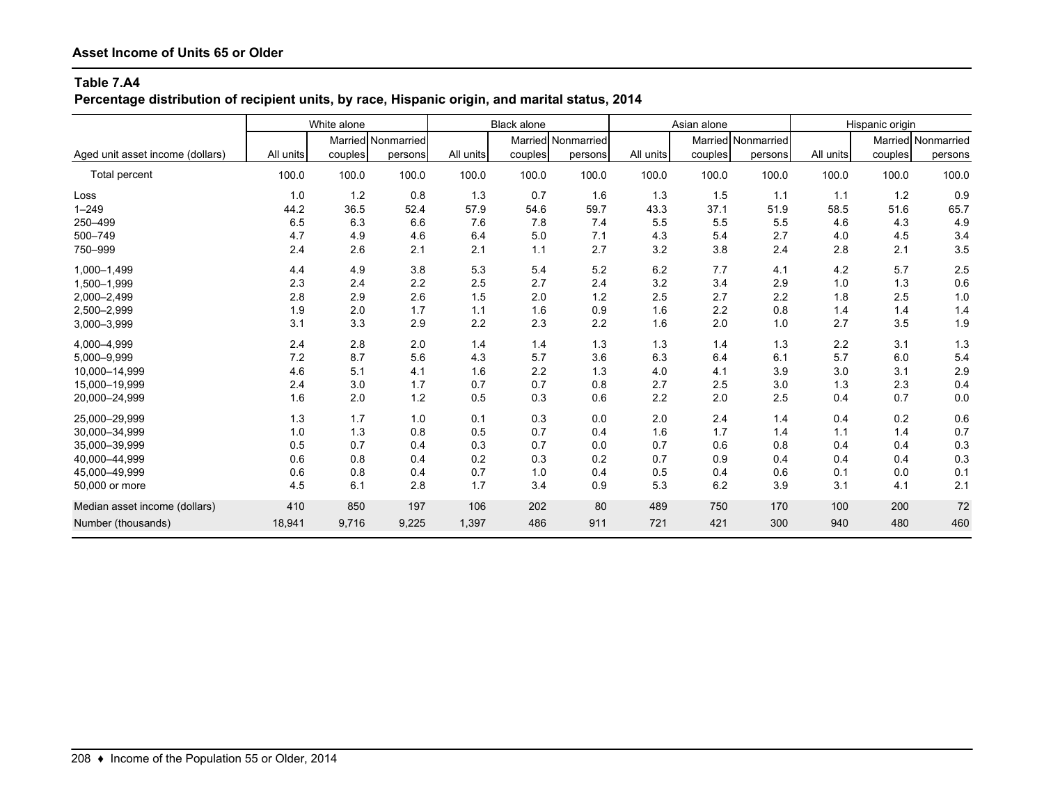## Asset Income of Units 65 or Older

### Table 7.A4
**Percentage distribution of recipient units, by race, Hispanic origin, and marital status, 2014**

| Aged unit asset income (dollars) | White alone | | | Black alone | | | Asian alone | | | Hispanic origin | | |
|---|---|---|---|---|---|---|---|---|---|---|---|---|
| | All units | Married couples | Nonmarried persons | All units | Married couples | Nonmarried persons | All units | Married couples | Nonmarried persons | All units | Married couples | Nonmarried persons |
| Total percent | 100.0 | 100.0 | 100.0 | 100.0 | 100.0 | 100.0 | 100.0 | 100.0 | 100.0 | 100.0 | 100.0 | 100.0 |
| Loss | 1.0 | 1.2 | 0.8 | 1.3 | 0.7 | 1.6 | 1.3 | 1.5 | 1.1 | 1.1 | 1.2 | 0.9 |
| 1–249 | 44.2 | 36.5 | 52.4 | 57.9 | 54.6 | 59.7 | 43.3 | 37.1 | 51.9 | 58.5 | 51.6 | 65.7 |
| 250–499 | 6.5 | 6.3 | 6.6 | 7.6 | 7.8 | 7.4 | 5.5 | 5.5 | 5.5 | 4.6 | 4.3 | 4.9 |
| 500–749 | 4.7 | 4.9 | 4.6 | 6.4 | 5.0 | 7.1 | 4.3 | 5.4 | 2.7 | 4.0 | 4.5 | 3.4 |
| 750–999 | 2.4 | 2.6 | 2.1 | 2.1 | 1.1 | 2.7 | 3.2 | 3.8 | 2.4 | 2.8 | 2.1 | 3.5 |
| 1,000–1,499 | 4.4 | 4.9 | 3.8 | 5.3 | 5.4 | 5.2 | 6.2 | 7.7 | 4.1 | 4.2 | 5.7 | 2.5 |
| 1,500–1,999 | 2.3 | 2.4 | 2.2 | 2.5 | 2.7 | 2.4 | 3.2 | 3.4 | 2.9 | 1.0 | 1.3 | 0.6 |
| 2,000–2,499 | 2.8 | 2.9 | 2.6 | 1.5 | 2.0 | 1.2 | 2.5 | 2.7 | 2.2 | 1.8 | 2.5 | 1.0 |
| 2,500–2,999 | 1.9 | 2.0 | 1.7 | 1.1 | 1.6 | 0.9 | 1.6 | 2.2 | 0.8 | 1.4 | 1.4 | 1.4 |
| 3,000–3,999 | 3.1 | 3.3 | 2.9 | 2.2 | 2.3 | 2.2 | 1.6 | 2.0 | 1.0 | 2.7 | 3.5 | 1.9 |
| 4,000–4,999 | 2.4 | 2.8 | 2.0 | 1.4 | 1.4 | 1.3 | 1.3 | 1.4 | 1.3 | 2.2 | 3.1 | 1.3 |
| 5,000–9,999 | 7.2 | 8.7 | 5.6 | 4.3 | 5.7 | 3.6 | 6.3 | 6.4 | 6.1 | 5.7 | 6.0 | 5.4 |
| 10,000–14,999 | 4.6 | 5.1 | 4.1 | 1.6 | 2.2 | 1.3 | 4.0 | 4.1 | 3.9 | 3.0 | 3.1 | 2.9 |
| 15,000–19,999 | 2.4 | 3.0 | 1.7 | 0.7 | 0.7 | 0.8 | 2.7 | 2.5 | 3.0 | 1.3 | 2.3 | 0.4 |
| 20,000–24,999 | 1.6 | 2.0 | 1.2 | 0.5 | 0.3 | 0.6 | 2.2 | 2.0 | 2.5 | 0.4 | 0.7 | 0.0 |
| 25,000–29,999 | 1.3 | 1.7 | 1.0 | 0.1 | 0.3 | 0.0 | 2.0 | 2.4 | 1.4 | 0.4 | 0.2 | 0.6 |
| 30,000–34,999 | 1.0 | 1.3 | 0.8 | 0.5 | 0.7 | 0.4 | 1.6 | 1.7 | 1.4 | 1.1 | 1.4 | 0.7 |
| 35,000–39,999 | 0.5 | 0.7 | 0.4 | 0.3 | 0.7 | 0.0 | 0.7 | 0.6 | 0.8 | 0.4 | 0.4 | 0.3 |
| 40,000–44,999 | 0.6 | 0.8 | 0.4 | 0.2 | 0.3 | 0.2 | 0.7 | 0.9 | 0.4 | 0.4 | 0.4 | 0.3 |
| 45,000–49,999 | 0.6 | 0.8 | 0.4 | 0.7 | 1.0 | 0.4 | 0.5 | 0.4 | 0.6 | 0.1 | 0.0 | 0.1 |
| 50,000 or more | 4.5 | 6.1 | 2.8 | 1.7 | 3.4 | 0.9 | 5.3 | 6.2 | 3.9 | 3.1 | 4.1 | 2.1 |
| Median asset income (dollars) | 410 | 850 | 197 | 106 | 202 | 80 | 489 | 750 | 170 | 100 | 200 | 72 |
| Number (thousands) | 18,941 | 9,716 | 9,225 | 1,397 | 486 | 911 | 721 | 421 | 300 | 940 | 480 | 460 |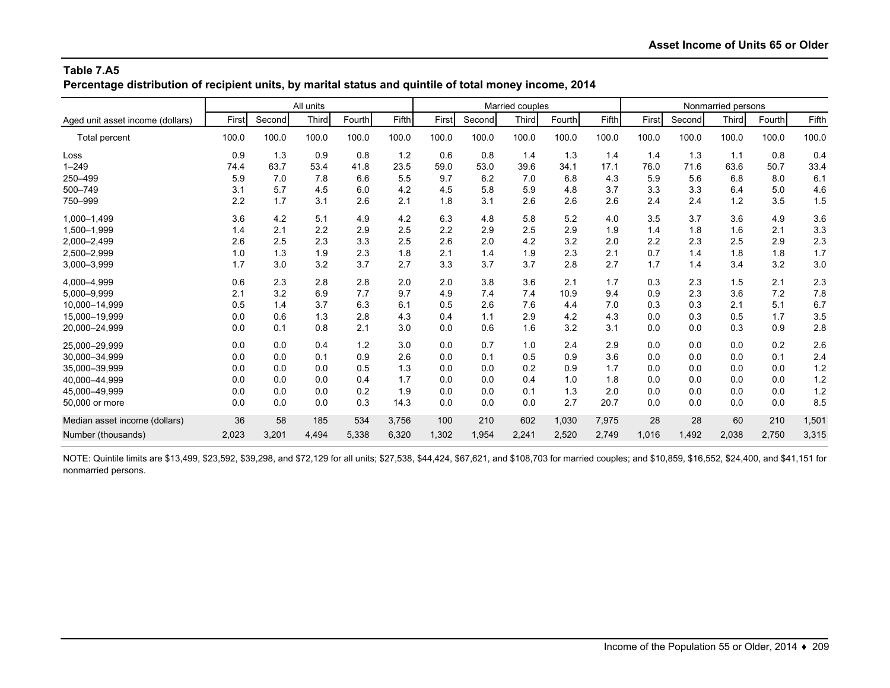## Table 7.A5

**Percentage distribution of recipient units, by marital status and quintile of total money income, 2014**

| Aged unit asset income (dollars) | All units | | | | | Married couples | | | | | Nonmarried persons | | | | |
|---|---|---|---|---|---|---|---|---|---|---|---|---|---|---|---|
| | First | Second | Third | Fourth | Fifth | First | Second | Third | Fourth | Fifth | First | Second | Third | Fourth | Fifth |
| Total percent | 100.0 | 100.0 | 100.0 | 100.0 | 100.0 | 100.0 | 100.0 | 100.0 | 100.0 | 100.0 | 100.0 | 100.0 | 100.0 | 100.0 | 100.0 |
| Loss | 0.9 | 1.3 | 0.9 | 0.8 | 1.2 | 0.6 | 0.8 | 1.4 | 1.3 | 1.4 | 1.4 | 1.3 | 1.1 | 0.8 | 0.4 |
| 1–249 | 74.4 | 63.7 | 53.4 | 41.8 | 23.5 | 59.0 | 53.0 | 39.6 | 34.1 | 17.1 | 76.0 | 71.6 | 63.6 | 50.7 | 33.4 |
| 250–499 | 5.9 | 7.0 | 7.8 | 6.6 | 5.5 | 9.7 | 6.2 | 7.0 | 6.8 | 4.3 | 5.9 | 5.6 | 6.8 | 8.0 | 6.1 |
| 500–749 | 3.1 | 5.7 | 4.5 | 6.0 | 4.2 | 4.5 | 5.8 | 5.9 | 4.8 | 3.7 | 3.3 | 3.3 | 6.4 | 5.0 | 4.6 |
| 750–999 | 2.2 | 1.7 | 3.1 | 2.6 | 2.1 | 1.8 | 3.1 | 2.6 | 2.6 | 2.6 | 2.4 | 2.4 | 1.2 | 3.5 | 1.5 |
| 1,000–1,499 | 3.6 | 4.2 | 5.1 | 4.9 | 4.2 | 6.3 | 4.8 | 5.8 | 5.2 | 4.0 | 3.5 | 3.7 | 3.6 | 4.9 | 3.6 |
| 1,500–1,999 | 1.4 | 2.1 | 2.2 | 2.9 | 2.5 | 2.2 | 2.9 | 2.5 | 2.9 | 1.9 | 1.4 | 1.8 | 1.6 | 2.1 | 3.3 |
| 2,000–2,499 | 2.6 | 2.5 | 2.3 | 3.3 | 2.5 | 2.6 | 2.0 | 4.2 | 3.2 | 2.0 | 2.2 | 2.3 | 2.5 | 2.9 | 2.3 |
| 2,500–2,999 | 1.0 | 1.3 | 1.9 | 2.3 | 1.8 | 2.1 | 1.4 | 1.9 | 2.3 | 2.1 | 0.7 | 1.4 | 1.8 | 1.8 | 1.7 |
| 3,000–3,999 | 1.7 | 3.0 | 3.2 | 3.7 | 2.7 | 3.3 | 3.7 | 3.7 | 2.8 | 2.7 | 1.7 | 1.4 | 3.4 | 3.2 | 3.0 |
| 4,000–4,999 | 0.6 | 2.3 | 2.8 | 2.8 | 2.0 | 2.0 | 3.8 | 3.6 | 2.1 | 1.7 | 0.3 | 2.3 | 1.5 | 2.1 | 2.3 |
| 5,000–9,999 | 2.1 | 3.2 | 6.9 | 7.7 | 9.7 | 4.9 | 7.4 | 7.4 | 10.9 | 9.4 | 0.9 | 2.3 | 3.6 | 7.2 | 7.8 |
| 10,000–14,999 | 0.5 | 1.4 | 3.7 | 6.3 | 6.1 | 0.5 | 2.6 | 7.6 | 4.4 | 7.0 | 0.3 | 0.3 | 2.1 | 5.1 | 6.7 |
| 15,000–19,999 | 0.0 | 0.6 | 1.3 | 2.8 | 4.3 | 0.4 | 1.1 | 2.9 | 4.2 | 4.3 | 0.0 | 0.3 | 0.5 | 1.7 | 3.5 |
| 20,000–24,999 | 0.0 | 0.1 | 0.8 | 2.1 | 3.0 | 0.0 | 0.6 | 1.6 | 3.2 | 3.1 | 0.0 | 0.0 | 0.3 | 0.9 | 2.8 |
| 25,000–29,999 | 0.0 | 0.0 | 0.4 | 1.2 | 3.0 | 0.0 | 0.7 | 1.0 | 2.4 | 2.9 | 0.0 | 0.0 | 0.0 | 0.2 | 2.6 |
| 30,000–34,999 | 0.0 | 0.0 | 0.1 | 0.9 | 2.6 | 0.0 | 0.1 | 0.5 | 0.9 | 3.6 | 0.0 | 0.0 | 0.0 | 0.1 | 2.4 |
| 35,000–39,999 | 0.0 | 0.0 | 0.0 | 0.5 | 1.3 | 0.0 | 0.0 | 0.2 | 0.9 | 1.7 | 0.0 | 0.0 | 0.0 | 0.0 | 1.2 |
| 40,000–44,999 | 0.0 | 0.0 | 0.0 | 0.4 | 1.7 | 0.0 | 0.0 | 0.4 | 1.0 | 1.8 | 0.0 | 0.0 | 0.0 | 0.0 | 1.2 |
| 45,000–49,999 | 0.0 | 0.0 | 0.0 | 0.2 | 1.9 | 0.0 | 0.0 | 0.1 | 1.3 | 2.0 | 0.0 | 0.0 | 0.0 | 0.0 | 1.2 |
| 50,000 or more | 0.0 | 0.0 | 0.0 | 0.3 | 14.3 | 0.0 | 0.0 | 0.0 | 2.7 | 20.7 | 0.0 | 0.0 | 0.0 | 0.0 | 8.5 |
| Median asset income (dollars) | 36 | 58 | 185 | 534 | 3,756 | 100 | 210 | 602 | 1,030 | 7,975 | 28 | 28 | 60 | 210 | 1,501 |
| Number (thousands) | 2,023 | 3,201 | 4,494 | 5,338 | 6,320 | 1,302 | 1,954 | 2,241 | 2,520 | 2,749 | 1,016 | 1,492 | 2,038 | 2,750 | 3,315 |

NOTE: Quintile limits are $13,499, $23,592, $39,298, and $72,129 for all units; $27,538, $44,424, $67,621, and $108,703 for married couples; and $10,859, $16,552, $24,400, and $41,151 for nonmarried persons.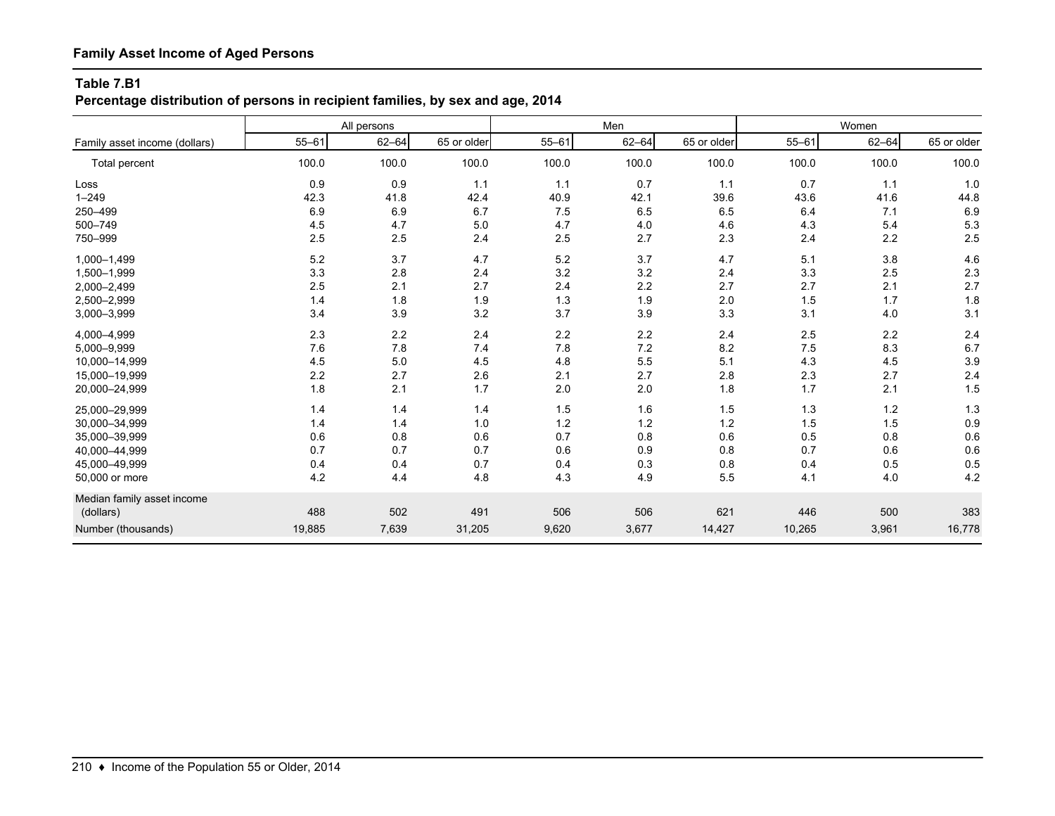**Family Asset Income of Aged Persons**

**Table 7.B1**
**Percentage distribution of persons in recipient families, by sex and age, 2014**

| Family asset income (dollars) | All persons | | | Men | | | Women | | |
|---|---|---|---|---|---|---|---|---|---|
| | 55–61 | 62–64 | 65 or older | 55–61 | 62–64 | 65 or older | 55–61 | 62–64 | 65 or older |
| Total percent | 100.0 | 100.0 | 100.0 | 100.0 | 100.0 | 100.0 | 100.0 | 100.0 | 100.0 |
| Loss | 0.9 | 0.9 | 1.1 | 1.1 | 0.7 | 1.1 | 0.7 | 1.1 | 1.0 |
| 1–249 | 42.3 | 41.8 | 42.4 | 40.9 | 42.1 | 39.6 | 43.6 | 41.6 | 44.8 |
| 250–499 | 6.9 | 6.9 | 6.7 | 7.5 | 6.5 | 6.5 | 6.4 | 7.1 | 6.9 |
| 500–749 | 4.5 | 4.7 | 5.0 | 4.7 | 4.0 | 4.6 | 4.3 | 5.4 | 5.3 |
| 750–999 | 2.5 | 2.5 | 2.4 | 2.5 | 2.7 | 2.3 | 2.4 | 2.2 | 2.5 |
| 1,000–1,499 | 5.2 | 3.7 | 4.7 | 5.2 | 3.7 | 4.7 | 5.1 | 3.8 | 4.6 |
| 1,500–1,999 | 3.3 | 2.8 | 2.4 | 3.2 | 3.2 | 2.4 | 3.3 | 2.5 | 2.3 |
| 2,000–2,499 | 2.5 | 2.1 | 2.7 | 2.4 | 2.2 | 2.7 | 2.7 | 2.1 | 2.7 |
| 2,500–2,999 | 1.4 | 1.8 | 1.9 | 1.3 | 1.9 | 2.0 | 1.5 | 1.7 | 1.8 |
| 3,000–3,999 | 3.4 | 3.9 | 3.2 | 3.7 | 3.9 | 3.3 | 3.1 | 4.0 | 3.1 |
| 4,000–4,999 | 2.3 | 2.2 | 2.4 | 2.2 | 2.2 | 2.4 | 2.5 | 2.2 | 2.4 |
| 5,000–9,999 | 7.6 | 7.8 | 7.4 | 7.8 | 7.2 | 8.2 | 7.5 | 8.3 | 6.7 |
| 10,000–14,999 | 4.5 | 5.0 | 4.5 | 4.8 | 5.5 | 5.1 | 4.3 | 4.5 | 3.9 |
| 15,000–19,999 | 2.2 | 2.7 | 2.6 | 2.1 | 2.7 | 2.8 | 2.3 | 2.7 | 2.4 |
| 20,000–24,999 | 1.8 | 2.1 | 1.7 | 2.0 | 2.0 | 1.8 | 1.7 | 2.1 | 1.5 |
| 25,000–29,999 | 1.4 | 1.4 | 1.4 | 1.5 | 1.6 | 1.5 | 1.3 | 1.2 | 1.3 |
| 30,000–34,999 | 1.4 | 1.4 | 1.0 | 1.2 | 1.2 | 1.2 | 1.5 | 1.5 | 0.9 |
| 35,000–39,999 | 0.6 | 0.8 | 0.6 | 0.7 | 0.8 | 0.6 | 0.5 | 0.8 | 0.6 |
| 40,000–44,999 | 0.7 | 0.7 | 0.7 | 0.6 | 0.9 | 0.8 | 0.7 | 0.6 | 0.6 |
| 45,000–49,999 | 0.4 | 0.4 | 0.7 | 0.4 | 0.3 | 0.8 | 0.4 | 0.5 | 0.5 |
| 50,000 or more | 4.2 | 4.4 | 4.8 | 4.3 | 4.9 | 5.5 | 4.1 | 4.0 | 4.2 |
| Median family asset income (dollars) | 488 | 502 | 491 | 506 | 506 | 621 | 446 | 500 | 383 |
| Number (thousands) | 19,885 | 7,639 | 31,205 | 9,620 | 3,677 | 14,427 | 10,265 | 3,961 | 16,778 |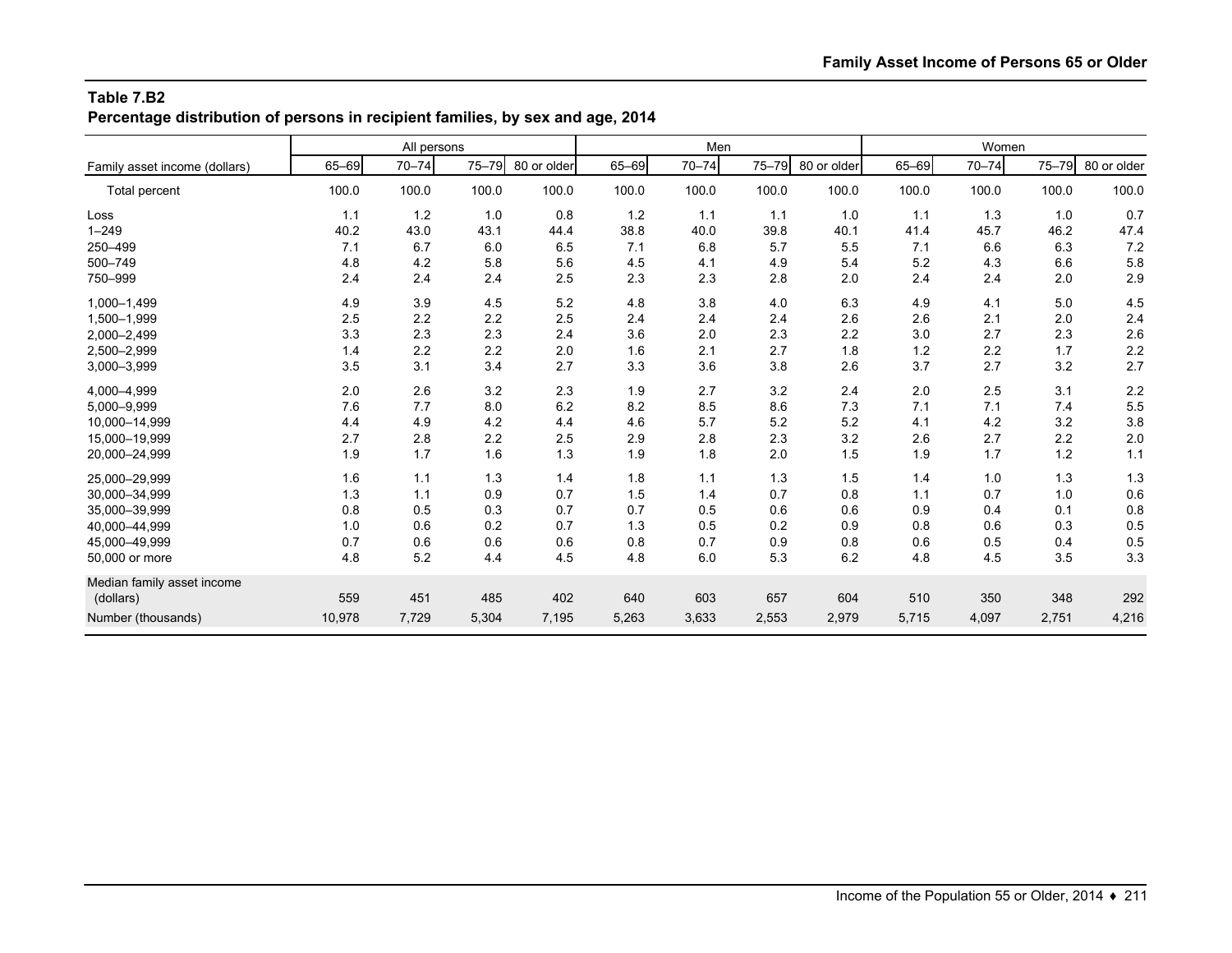## Table 7.B2

### Percentage distribution of persons in recipient families, by sex and age, 2014

| Family asset income (dollars) | All persons | | | | Men | | | | Women | | | |
|---|---|---|---|---|---|---|---|---|---|---|---|---|
| | 65–69 | 70–74 | 75–79 | 80 or older | 65–69 | 70–74 | 75–79 | 80 or older | 65–69 | 70–74 | 75–79 | 80 or older |
| Total percent | 100.0 | 100.0 | 100.0 | 100.0 | 100.0 | 100.0 | 100.0 | 100.0 | 100.0 | 100.0 | 100.0 | 100.0 |
| Loss | 1.1 | 1.2 | 1.0 | 0.8 | 1.2 | 1.1 | 1.1 | 1.0 | 1.1 | 1.3 | 1.0 | 0.7 |
| 1–249 | 40.2 | 43.0 | 43.1 | 44.4 | 38.8 | 40.0 | 39.8 | 40.1 | 41.4 | 45.7 | 46.2 | 47.4 |
| 250–499 | 7.1 | 6.7 | 6.0 | 6.5 | 7.1 | 6.8 | 5.7 | 5.5 | 7.1 | 6.6 | 6.3 | 7.2 |
| 500–749 | 4.8 | 4.2 | 5.8 | 5.6 | 4.5 | 4.1 | 4.9 | 5.4 | 5.2 | 4.3 | 6.6 | 5.8 |
| 750–999 | 2.4 | 2.4 | 2.4 | 2.5 | 2.3 | 2.3 | 2.8 | 2.0 | 2.4 | 2.4 | 2.0 | 2.9 |
| 1,000–1,499 | 4.9 | 3.9 | 4.5 | 5.2 | 4.8 | 3.8 | 4.0 | 6.3 | 4.9 | 4.1 | 5.0 | 4.5 |
| 1,500–1,999 | 2.5 | 2.2 | 2.2 | 2.5 | 2.4 | 2.4 | 2.4 | 2.6 | 2.6 | 2.1 | 2.0 | 2.4 |
| 2,000–2,499 | 3.3 | 2.3 | 2.3 | 2.4 | 3.6 | 2.0 | 2.3 | 2.2 | 3.0 | 2.7 | 2.3 | 2.6 |
| 2,500–2,999 | 1.4 | 2.2 | 2.2 | 2.0 | 1.6 | 2.1 | 2.7 | 1.8 | 1.2 | 2.2 | 1.7 | 2.2 |
| 3,000–3,999 | 3.5 | 3.1 | 3.4 | 2.7 | 3.3 | 3.6 | 3.8 | 2.6 | 3.7 | 2.7 | 3.2 | 2.7 |
| 4,000–4,999 | 2.0 | 2.6 | 3.2 | 2.3 | 1.9 | 2.7 | 3.2 | 2.4 | 2.0 | 2.5 | 3.1 | 2.2 |
| 5,000–9,999 | 7.6 | 7.7 | 8.0 | 6.2 | 8.2 | 8.5 | 8.6 | 7.3 | 7.1 | 7.1 | 7.4 | 5.5 |
| 10,000–14,999 | 4.4 | 4.9 | 4.2 | 4.4 | 4.6 | 5.7 | 5.2 | 5.2 | 4.1 | 4.2 | 3.2 | 3.8 |
| 15,000–19,999 | 2.7 | 2.8 | 2.2 | 2.5 | 2.9 | 2.8 | 2.3 | 3.2 | 2.6 | 2.7 | 2.2 | 2.0 |
| 20,000–24,999 | 1.9 | 1.7 | 1.6 | 1.3 | 1.9 | 1.8 | 2.0 | 1.5 | 1.9 | 1.7 | 1.2 | 1.1 |
| 25,000–29,999 | 1.6 | 1.1 | 1.3 | 1.4 | 1.8 | 1.1 | 1.3 | 1.5 | 1.4 | 1.0 | 1.3 | 1.3 |
| 30,000–34,999 | 1.3 | 1.1 | 0.9 | 0.7 | 1.5 | 1.4 | 0.7 | 0.8 | 1.1 | 0.7 | 1.0 | 0.6 |
| 35,000–39,999 | 0.8 | 0.5 | 0.3 | 0.7 | 0.7 | 0.5 | 0.6 | 0.6 | 0.9 | 0.4 | 0.1 | 0.8 |
| 40,000–44,999 | 1.0 | 0.6 | 0.2 | 0.7 | 1.3 | 0.5 | 0.2 | 0.9 | 0.8 | 0.6 | 0.3 | 0.5 |
| 45,000–49,999 | 0.7 | 0.6 | 0.6 | 0.6 | 0.8 | 0.7 | 0.9 | 0.8 | 0.6 | 0.5 | 0.4 | 0.5 |
| 50,000 or more | 4.8 | 5.2 | 4.4 | 4.5 | 4.8 | 6.0 | 5.3 | 6.2 | 4.8 | 4.5 | 3.5 | 3.3 |
| Median family asset income (dollars) | 559 | 451 | 485 | 402 | 640 | 603 | 657 | 604 | 510 | 350 | 348 | 292 |
| Number (thousands) | 10,978 | 7,729 | 5,304 | 7,195 | 5,263 | 3,633 | 2,553 | 2,979 | 5,715 | 4,097 | 2,751 | 4,216 |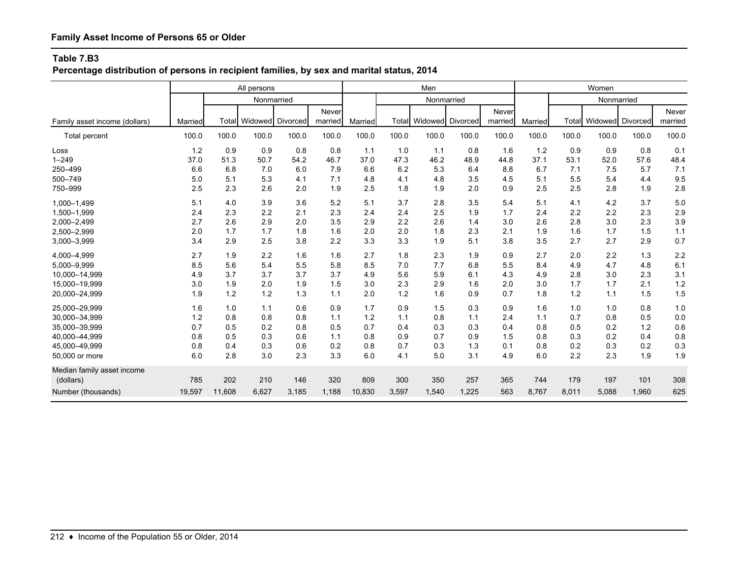**Family Asset Income of Persons 65 or Older**

**Table 7.B3**

**Percentage distribution of persons in recipient families, by sex and marital status, 2014**

| Family asset income (dollars) | All persons | | | | | Men | | | | | Women | | | | |
|---|---|---|---|---|---|---|---|---|---|---|---|---|---|---|---|
| | Married | Nonmarried | | | | Married | Nonmarried | | | | Married | Nonmarried | | | |
| | | Total | Widowed | Divorced | Never married | | Total | Widowed | Divorced | Never married | | Total | Widowed | Divorced | Never married |
| Total percent | 100.0 | 100.0 | 100.0 | 100.0 | 100.0 | 100.0 | 100.0 | 100.0 | 100.0 | 100.0 | 100.0 | 100.0 | 100.0 | 100.0 | 100.0 |
| Loss | 1.2 | 0.9 | 0.9 | 0.8 | 0.8 | 1.1 | 1.0 | 1.1 | 0.8 | 1.6 | 1.2 | 0.9 | 0.9 | 0.8 | 0.1 |
| 1–249 | 37.0 | 51.3 | 50.7 | 54.2 | 46.7 | 37.0 | 47.3 | 46.2 | 48.9 | 44.8 | 37.1 | 53.1 | 52.0 | 57.6 | 48.4 |
| 250–499 | 6.6 | 6.8 | 7.0 | 6.0 | 7.9 | 6.6 | 6.2 | 5.3 | 6.4 | 8.8 | 6.7 | 7.1 | 7.5 | 5.7 | 7.1 |
| 500–749 | 5.0 | 5.1 | 5.3 | 4.1 | 7.1 | 4.8 | 4.1 | 4.8 | 3.5 | 4.5 | 5.1 | 5.5 | 5.4 | 4.4 | 9.5 |
| 750–999 | 2.5 | 2.3 | 2.6 | 2.0 | 1.9 | 2.5 | 1.8 | 1.9 | 2.0 | 0.9 | 2.5 | 2.5 | 2.8 | 1.9 | 2.8 |
| 1,000–1,499 | 5.1 | 4.0 | 3.9 | 3.6 | 5.2 | 5.1 | 3.7 | 2.8 | 3.5 | 5.4 | 5.1 | 4.1 | 4.2 | 3.7 | 5.0 |
| 1,500–1,999 | 2.4 | 2.3 | 2.2 | 2.1 | 2.3 | 2.4 | 2.4 | 2.5 | 1.9 | 1.7 | 2.4 | 2.2 | 2.2 | 2.3 | 2.9 |
| 2,000–2,499 | 2.7 | 2.6 | 2.9 | 2.0 | 3.5 | 2.9 | 2.2 | 2.6 | 1.4 | 3.0 | 2.6 | 2.8 | 3.0 | 2.3 | 3.9 |
| 2,500–2,999 | 2.0 | 1.7 | 1.7 | 1.8 | 1.6 | 2.0 | 2.0 | 1.8 | 2.3 | 2.1 | 1.9 | 1.6 | 1.7 | 1.5 | 1.1 |
| 3,000–3,999 | 3.4 | 2.9 | 2.5 | 3.8 | 2.2 | 3.3 | 3.3 | 1.9 | 5.1 | 3.8 | 3.5 | 2.7 | 2.7 | 2.9 | 0.7 |
| 4,000–4,999 | 2.7 | 1.9 | 2.2 | 1.6 | 1.6 | 2.7 | 1.8 | 2.3 | 1.9 | 0.9 | 2.7 | 2.0 | 2.2 | 1.3 | 2.2 |
| 5,000–9,999 | 8.5 | 5.6 | 5.4 | 5.5 | 5.8 | 8.5 | 7.0 | 7.7 | 6.8 | 5.5 | 8.4 | 4.9 | 4.7 | 4.8 | 6.1 |
| 10,000–14,999 | 4.9 | 3.7 | 3.7 | 3.7 | 3.7 | 4.9 | 5.6 | 5.9 | 6.1 | 4.3 | 4.9 | 2.8 | 3.0 | 2.3 | 3.1 |
| 15,000–19,999 | 3.0 | 1.9 | 2.0 | 1.9 | 1.5 | 3.0 | 2.3 | 2.9 | 1.6 | 2.0 | 3.0 | 1.7 | 1.7 | 2.1 | 1.2 |
| 20,000–24,999 | 1.9 | 1.2 | 1.2 | 1.3 | 1.1 | 2.0 | 1.2 | 1.6 | 0.9 | 0.7 | 1.8 | 1.2 | 1.1 | 1.5 | 1.5 |
| 25,000–29,999 | 1.6 | 1.0 | 1.1 | 0.6 | 0.9 | 1.7 | 0.9 | 1.5 | 0.3 | 0.9 | 1.6 | 1.0 | 1.0 | 0.8 | 1.0 |
| 30,000–34,999 | 1.2 | 0.8 | 0.8 | 0.8 | 1.1 | 1.2 | 1.1 | 0.8 | 1.1 | 2.4 | 1.1 | 0.7 | 0.8 | 0.5 | 0.0 |
| 35,000–39,999 | 0.7 | 0.5 | 0.2 | 0.8 | 0.5 | 0.7 | 0.4 | 0.3 | 0.3 | 0.4 | 0.8 | 0.5 | 0.2 | 1.2 | 0.6 |
| 40,000–44,999 | 0.8 | 0.5 | 0.3 | 0.6 | 1.1 | 0.8 | 0.9 | 0.7 | 0.9 | 1.5 | 0.8 | 0.3 | 0.2 | 0.4 | 0.8 |
| 45,000–49,999 | 0.8 | 0.4 | 0.3 | 0.6 | 0.2 | 0.8 | 0.7 | 0.3 | 1.3 | 0.1 | 0.8 | 0.2 | 0.3 | 0.2 | 0.3 |
| 50,000 or more | 6.0 | 2.8 | 3.0 | 2.3 | 3.3 | 6.0 | 4.1 | 5.0 | 3.1 | 4.9 | 6.0 | 2.2 | 2.3 | 1.9 | 1.9 |
| Median family asset income (dollars) | 785 | 202 | 210 | 146 | 320 | 809 | 300 | 350 | 257 | 365 | 744 | 179 | 197 | 101 | 308 |
| Number (thousands) | 19,597 | 11,608 | 6,627 | 3,185 | 1,188 | 10,830 | 3,597 | 1,540 | 1,225 | 563 | 8,767 | 8,011 | 5,088 | 1,960 | 625 |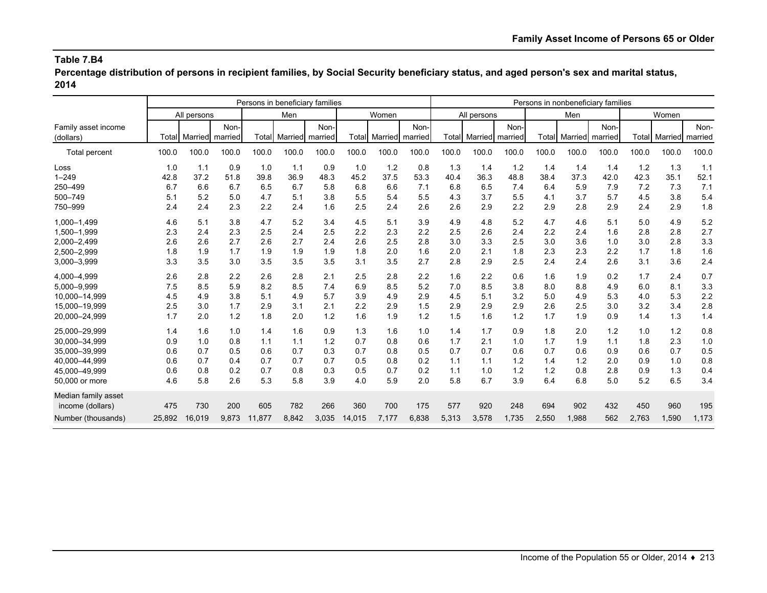## Table 7.B4

**Percentage distribution of persons in recipient families, by Social Security beneficiary status, and aged person's sex and marital status, 2014**

| Family asset income (dollars) | Persons in beneficiary families | | | | | | | | | Persons in nonbeneficiary families | | | | | | | | |
|---|---|---|---|---|---|---|---|---|---|---|---|---|---|---|---|---|---|---|
| | All persons | | | Men | | | Women | | | All persons | | | Men | | | Women | | |
| | Total | Married | Non-married | Total | Married | Non-married | Total | Married | Non-married | Total | Married | Non-married | Total | Married | Non-married | Total | Married | Non-married |
| Total percent | 100.0 | 100.0 | 100.0 | 100.0 | 100.0 | 100.0 | 100.0 | 100.0 | 100.0 | 100.0 | 100.0 | 100.0 | 100.0 | 100.0 | 100.0 | 100.0 | 100.0 | 100.0 |
| Loss | 1.0 | 1.1 | 0.9 | 1.0 | 1.1 | 0.9 | 1.0 | 1.2 | 0.8 | 1.3 | 1.4 | 1.2 | 1.4 | 1.4 | 1.4 | 1.2 | 1.3 | 1.1 |
| 1–249 | 42.8 | 37.2 | 51.8 | 39.8 | 36.9 | 48.3 | 45.2 | 37.5 | 53.3 | 40.4 | 36.3 | 48.8 | 38.4 | 37.3 | 42.0 | 42.3 | 35.1 | 52.1 |
| 250–499 | 6.7 | 6.6 | 6.7 | 6.5 | 6.7 | 5.8 | 6.8 | 6.6 | 7.1 | 6.8 | 6.5 | 7.4 | 6.4 | 5.9 | 7.9 | 7.2 | 7.3 | 7.1 |
| 500–749 | 5.1 | 5.2 | 5.0 | 4.7 | 5.1 | 3.8 | 5.5 | 5.4 | 5.5 | 4.3 | 3.7 | 5.5 | 4.1 | 3.7 | 5.7 | 4.5 | 3.8 | 5.4 |
| 750–999 | 2.4 | 2.4 | 2.3 | 2.2 | 2.4 | 1.6 | 2.5 | 2.4 | 2.6 | 2.6 | 2.9 | 2.2 | 2.9 | 2.8 | 2.9 | 2.4 | 2.9 | 1.8 |
| 1,000–1,499 | 4.6 | 5.1 | 3.8 | 4.7 | 5.2 | 3.4 | 4.5 | 5.1 | 3.9 | 4.9 | 4.8 | 5.2 | 4.7 | 4.6 | 5.1 | 5.0 | 4.9 | 5.2 |
| 1,500–1,999 | 2.3 | 2.4 | 2.3 | 2.5 | 2.4 | 2.5 | 2.2 | 2.3 | 2.2 | 2.5 | 2.6 | 2.4 | 2.2 | 2.4 | 1.6 | 2.8 | 2.8 | 2.7 |
| 2,000–2,499 | 2.6 | 2.6 | 2.7 | 2.6 | 2.7 | 2.4 | 2.6 | 2.5 | 2.8 | 3.0 | 3.3 | 2.5 | 3.0 | 3.6 | 1.0 | 3.0 | 2.8 | 3.3 |
| 2,500–2,999 | 1.8 | 1.9 | 1.7 | 1.9 | 1.9 | 1.9 | 1.8 | 2.0 | 1.6 | 2.0 | 2.1 | 1.8 | 2.3 | 2.3 | 2.2 | 1.7 | 1.8 | 1.6 |
| 3,000–3,999 | 3.3 | 3.5 | 3.0 | 3.5 | 3.5 | 3.5 | 3.1 | 3.5 | 2.7 | 2.8 | 2.9 | 2.5 | 2.4 | 2.4 | 2.6 | 3.1 | 3.6 | 2.4 |
| 4,000–4,999 | 2.6 | 2.8 | 2.2 | 2.6 | 2.8 | 2.1 | 2.5 | 2.8 | 2.2 | 1.6 | 2.2 | 0.6 | 1.6 | 1.9 | 0.2 | 1.7 | 2.4 | 0.7 |
| 5,000–9,999 | 7.5 | 8.5 | 5.9 | 8.2 | 8.5 | 7.4 | 6.9 | 8.5 | 5.2 | 7.0 | 8.5 | 3.8 | 8.0 | 8.8 | 4.9 | 6.0 | 8.1 | 3.3 |
| 10,000–14,999 | 4.5 | 4.9 | 3.8 | 5.1 | 4.9 | 5.7 | 3.9 | 4.9 | 2.9 | 4.5 | 5.1 | 3.2 | 5.0 | 4.9 | 5.3 | 4.0 | 5.3 | 2.2 |
| 15,000–19,999 | 2.5 | 3.0 | 1.7 | 2.9 | 3.1 | 2.1 | 2.2 | 2.9 | 1.5 | 2.9 | 2.9 | 2.9 | 2.6 | 2.5 | 3.0 | 3.2 | 3.4 | 2.8 |
| 20,000–24,999 | 1.7 | 2.0 | 1.2 | 1.8 | 2.0 | 1.2 | 1.6 | 1.9 | 1.2 | 1.5 | 1.6 | 1.2 | 1.7 | 1.9 | 0.9 | 1.4 | 1.3 | 1.4 |
| 25,000–29,999 | 1.4 | 1.6 | 1.0 | 1.4 | 1.6 | 0.9 | 1.3 | 1.6 | 1.0 | 1.4 | 1.7 | 0.9 | 1.8 | 2.0 | 1.2 | 1.0 | 1.2 | 0.8 |
| 30,000–34,999 | 0.9 | 1.0 | 0.8 | 1.1 | 1.1 | 1.2 | 0.7 | 0.8 | 0.6 | 1.7 | 2.1 | 1.0 | 1.7 | 1.9 | 1.1 | 1.8 | 2.3 | 1.0 |
| 35,000–39,999 | 0.6 | 0.7 | 0.5 | 0.6 | 0.7 | 0.3 | 0.7 | 0.8 | 0.5 | 0.7 | 0.7 | 0.6 | 0.7 | 0.6 | 0.9 | 0.6 | 0.7 | 0.5 |
| 40,000–44,999 | 0.6 | 0.7 | 0.4 | 0.7 | 0.7 | 0.7 | 0.5 | 0.8 | 0.2 | 1.1 | 1.1 | 1.2 | 1.4 | 1.2 | 2.0 | 0.9 | 1.0 | 0.8 |
| 45,000–49,999 | 0.6 | 0.8 | 0.2 | 0.7 | 0.8 | 0.3 | 0.5 | 0.7 | 0.2 | 1.1 | 1.0 | 1.2 | 1.2 | 0.8 | 2.8 | 0.9 | 1.3 | 0.4 |
| 50,000 or more | 4.6 | 5.8 | 2.6 | 5.3 | 5.8 | 3.9 | 4.0 | 5.9 | 2.0 | 5.8 | 6.7 | 3.9 | 6.4 | 6.8 | 5.0 | 5.2 | 6.5 | 3.4 |
| Median family asset income (dollars) | 475 | 730 | 200 | 605 | 782 | 266 | 360 | 700 | 175 | 577 | 920 | 248 | 694 | 902 | 432 | 450 | 960 | 195 |
| Number (thousands) | 25,892 | 16,019 | 9,873 | 11,877 | 8,842 | 3,035 | 14,015 | 7,177 | 6,838 | 5,313 | 3,578 | 1,735 | 2,550 | 1,988 | 562 | 2,763 | 1,590 | 1,173 |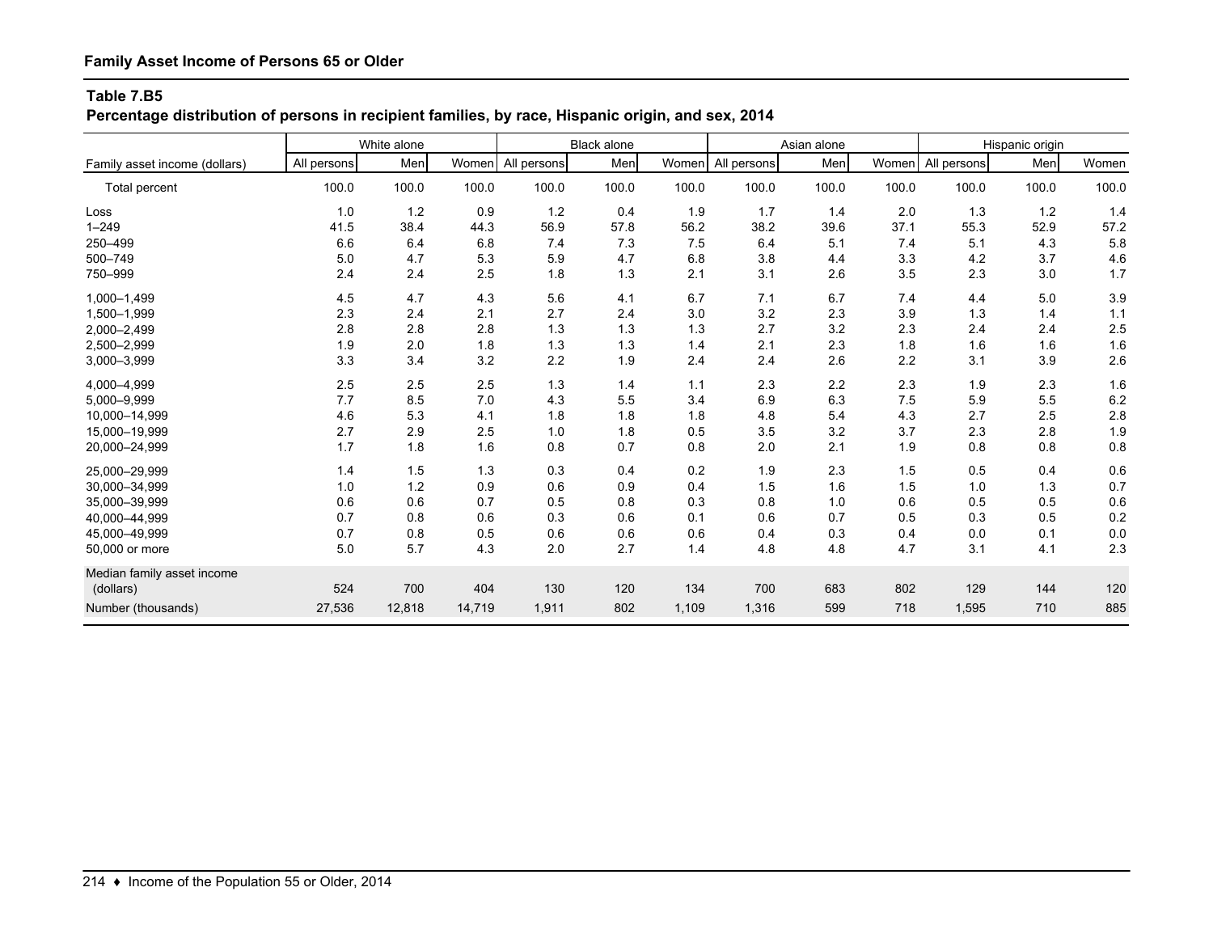**Family Asset Income of Persons 65 or Older**

**Table 7.B5**

**Percentage distribution of persons in recipient families, by race, Hispanic origin, and sex, 2014**

| Family asset income (dollars) | White alone | | | Black alone | | | Asian alone | | | Hispanic origin | | |
|---|---|---|---|---|---|---|---|---|---|---|---|---|
| | All persons | Men | Women | All persons | Men | Women | All persons | Men | Women | All persons | Men | Women |
| Total percent | 100.0 | 100.0 | 100.0 | 100.0 | 100.0 | 100.0 | 100.0 | 100.0 | 100.0 | 100.0 | 100.0 | 100.0 |
| Loss | 1.0 | 1.2 | 0.9 | 1.2 | 0.4 | 1.9 | 1.7 | 1.4 | 2.0 | 1.3 | 1.2 | 1.4 |
| 1–249 | 41.5 | 38.4 | 44.3 | 56.9 | 57.8 | 56.2 | 38.2 | 39.6 | 37.1 | 55.3 | 52.9 | 57.2 |
| 250–499 | 6.6 | 6.4 | 6.8 | 7.4 | 7.3 | 7.5 | 6.4 | 5.1 | 7.4 | 5.1 | 4.3 | 5.8 |
| 500–749 | 5.0 | 4.7 | 5.3 | 5.9 | 4.7 | 6.8 | 3.8 | 4.4 | 3.3 | 4.2 | 3.7 | 4.6 |
| 750–999 | 2.4 | 2.4 | 2.5 | 1.8 | 1.3 | 2.1 | 3.1 | 2.6 | 3.5 | 2.3 | 3.0 | 1.7 |
| 1,000–1,499 | 4.5 | 4.7 | 4.3 | 5.6 | 4.1 | 6.7 | 7.1 | 6.7 | 7.4 | 4.4 | 5.0 | 3.9 |
| 1,500–1,999 | 2.3 | 2.4 | 2.1 | 2.7 | 2.4 | 3.0 | 3.2 | 2.3 | 3.9 | 1.3 | 1.4 | 1.1 |
| 2,000–2,499 | 2.8 | 2.8 | 2.8 | 1.3 | 1.3 | 1.3 | 2.7 | 3.2 | 2.3 | 2.4 | 2.4 | 2.5 |
| 2,500–2,999 | 1.9 | 2.0 | 1.8 | 1.3 | 1.3 | 1.4 | 2.1 | 2.3 | 1.8 | 1.6 | 1.6 | 1.6 |
| 3,000–3,999 | 3.3 | 3.4 | 3.2 | 2.2 | 1.9 | 2.4 | 2.4 | 2.6 | 2.2 | 3.1 | 3.9 | 2.6 |
| 4,000–4,999 | 2.5 | 2.5 | 2.5 | 1.3 | 1.4 | 1.1 | 2.3 | 2.2 | 2.3 | 1.9 | 2.3 | 1.6 |
| 5,000–9,999 | 7.7 | 8.5 | 7.0 | 4.3 | 5.5 | 3.4 | 6.9 | 6.3 | 7.5 | 5.9 | 5.5 | 6.2 |
| 10,000–14,999 | 4.6 | 5.3 | 4.1 | 1.8 | 1.8 | 1.8 | 4.8 | 5.4 | 4.3 | 2.7 | 2.5 | 2.8 |
| 15,000–19,999 | 2.7 | 2.9 | 2.5 | 1.0 | 1.8 | 0.5 | 3.5 | 3.2 | 3.7 | 2.3 | 2.8 | 1.9 |
| 20,000–24,999 | 1.7 | 1.8 | 1.6 | 0.8 | 0.7 | 0.8 | 2.0 | 2.1 | 1.9 | 0.8 | 0.8 | 0.8 |
| 25,000–29,999 | 1.4 | 1.5 | 1.3 | 0.3 | 0.4 | 0.2 | 1.9 | 2.3 | 1.5 | 0.5 | 0.4 | 0.6 |
| 30,000–34,999 | 1.0 | 1.2 | 0.9 | 0.6 | 0.9 | 0.4 | 1.5 | 1.6 | 1.5 | 1.0 | 1.3 | 0.7 |
| 35,000–39,999 | 0.6 | 0.6 | 0.7 | 0.5 | 0.8 | 0.3 | 0.8 | 1.0 | 0.6 | 0.5 | 0.5 | 0.6 |
| 40,000–44,999 | 0.7 | 0.8 | 0.6 | 0.3 | 0.6 | 0.1 | 0.6 | 0.7 | 0.5 | 0.3 | 0.5 | 0.2 |
| 45,000–49,999 | 0.7 | 0.8 | 0.5 | 0.6 | 0.6 | 0.6 | 0.4 | 0.3 | 0.4 | 0.0 | 0.1 | 0.0 |
| 50,000 or more | 5.0 | 5.7 | 4.3 | 2.0 | 2.7 | 1.4 | 4.8 | 4.8 | 4.7 | 3.1 | 4.1 | 2.3 |
| Median family asset income (dollars) | 524 | 700 | 404 | 130 | 120 | 134 | 700 | 683 | 802 | 129 | 144 | 120 |
| Number (thousands) | 27,536 | 12,818 | 14,719 | 1,911 | 802 | 1,109 | 1,316 | 599 | 718 | 1,595 | 710 | 885 |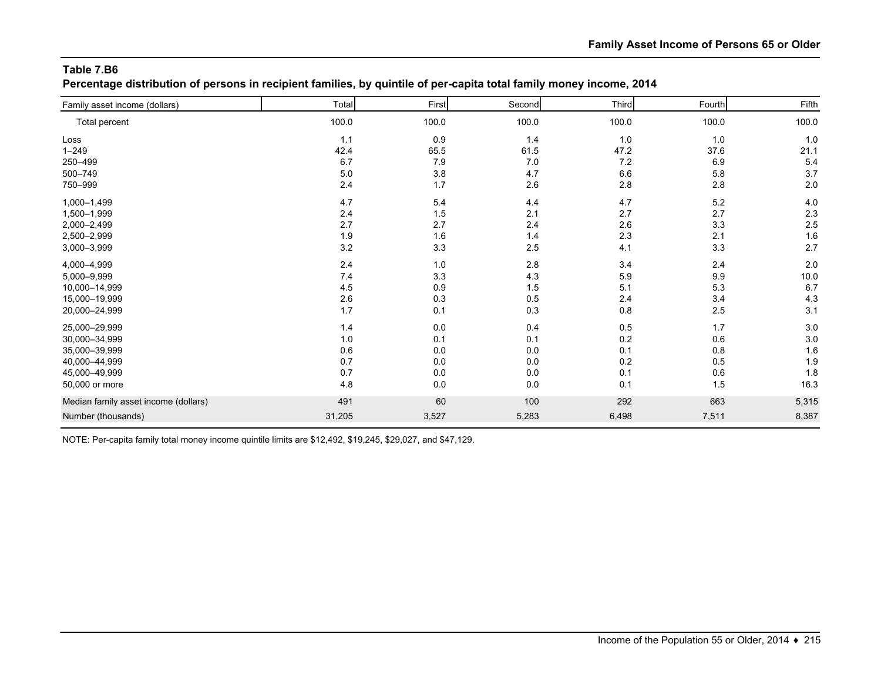## Table 7.B6

**Percentage distribution of persons in recipient families, by quintile of per-capita total family money income, 2014**

| Family asset income (dollars) | Total | First | Second | Third | Fourth | Fifth |
|---|---|---|---|---|---|---|
| Total percent | 100.0 | 100.0 | 100.0 | 100.0 | 100.0 | 100.0 |
| Loss | 1.1 | 0.9 | 1.4 | 1.0 | 1.0 | 1.0 |
| 1–249 | 42.4 | 65.5 | 61.5 | 47.2 | 37.6 | 21.1 |
| 250–499 | 6.7 | 7.9 | 7.0 | 7.2 | 6.9 | 5.4 |
| 500–749 | 5.0 | 3.8 | 4.7 | 6.6 | 5.8 | 3.7 |
| 750–999 | 2.4 | 1.7 | 2.6 | 2.8 | 2.8 | 2.0 |
| 1,000–1,499 | 4.7 | 5.4 | 4.4 | 4.7 | 5.2 | 4.0 |
| 1,500–1,999 | 2.4 | 1.5 | 2.1 | 2.7 | 2.7 | 2.3 |
| 2,000–2,499 | 2.7 | 2.7 | 2.4 | 2.6 | 3.3 | 2.5 |
| 2,500–2,999 | 1.9 | 1.6 | 1.4 | 2.3 | 2.1 | 1.6 |
| 3,000–3,999 | 3.2 | 3.3 | 2.5 | 4.1 | 3.3 | 2.7 |
| 4,000–4,999 | 2.4 | 1.0 | 2.8 | 3.4 | 2.4 | 2.0 |
| 5,000–9,999 | 7.4 | 3.3 | 4.3 | 5.9 | 9.9 | 10.0 |
| 10,000–14,999 | 4.5 | 0.9 | 1.5 | 5.1 | 5.3 | 6.7 |
| 15,000–19,999 | 2.6 | 0.3 | 0.5 | 2.4 | 3.4 | 4.3 |
| 20,000–24,999 | 1.7 | 0.1 | 0.3 | 0.8 | 2.5 | 3.1 |
| 25,000–29,999 | 1.4 | 0.0 | 0.4 | 0.5 | 1.7 | 3.0 |
| 30,000–34,999 | 1.0 | 0.1 | 0.1 | 0.2 | 0.6 | 3.0 |
| 35,000–39,999 | 0.6 | 0.0 | 0.0 | 0.1 | 0.8 | 1.6 |
| 40,000–44,999 | 0.7 | 0.0 | 0.0 | 0.2 | 0.5 | 1.9 |
| 45,000–49,999 | 0.7 | 0.0 | 0.0 | 0.1 | 0.6 | 1.8 |
| 50,000 or more | 4.8 | 0.0 | 0.0 | 0.1 | 1.5 | 16.3 |
| Median family asset income (dollars) | 491 | 60 | 100 | 292 | 663 | 5,315 |
| Number (thousands) | 31,205 | 3,527 | 5,283 | 6,498 | 7,511 | 8,387 |

NOTE: Per-capita family total money income quintile limits are $12,492, $19,245, $29,027, and $47,129.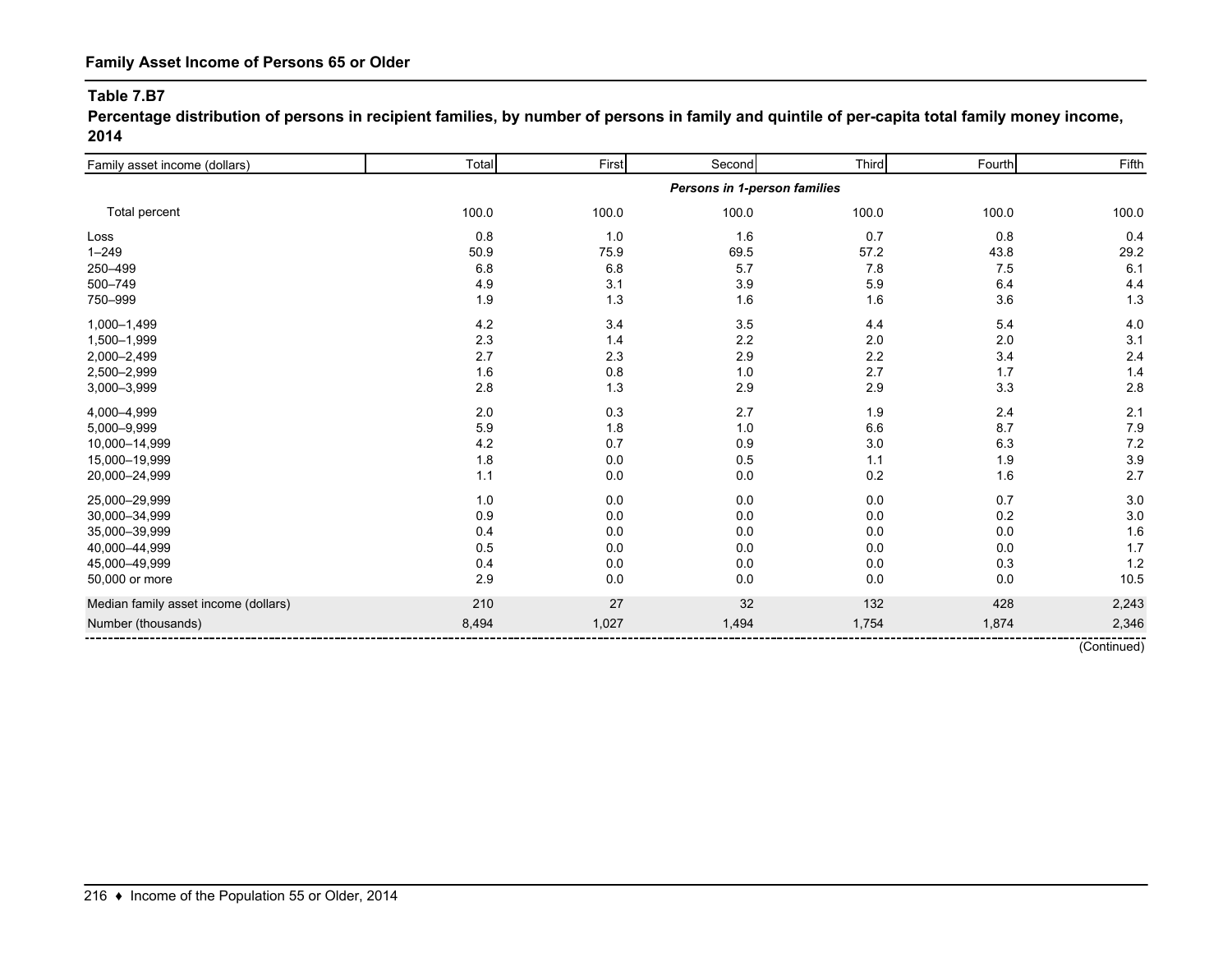**Family Asset Income of Persons 65 or Older**

**Table 7.B7**

**Percentage distribution of persons in recipient families, by number of persons in family and quintile of per-capita total family money income, 2014**

| Family asset income (dollars) | Total | First | Second | Third | Fourth | Fifth |
|---|---|---|---|---|---|---|
| | | | *Persons in 1-person families* | | | |
| Total percent | 100.0 | 100.0 | 100.0 | 100.0 | 100.0 | 100.0 |
| Loss | 0.8 | 1.0 | 1.6 | 0.7 | 0.8 | 0.4 |
| 1–249 | 50.9 | 75.9 | 69.5 | 57.2 | 43.8 | 29.2 |
| 250–499 | 6.8 | 6.8 | 5.7 | 7.8 | 7.5 | 6.1 |
| 500–749 | 4.9 | 3.1 | 3.9 | 5.9 | 6.4 | 4.4 |
| 750–999 | 1.9 | 1.3 | 1.6 | 1.6 | 3.6 | 1.3 |
| 1,000–1,499 | 4.2 | 3.4 | 3.5 | 4.4 | 5.4 | 4.0 |
| 1,500–1,999 | 2.3 | 1.4 | 2.2 | 2.0 | 2.0 | 3.1 |
| 2,000–2,499 | 2.7 | 2.3 | 2.9 | 2.2 | 3.4 | 2.4 |
| 2,500–2,999 | 1.6 | 0.8 | 1.0 | 2.7 | 1.7 | 1.4 |
| 3,000–3,999 | 2.8 | 1.3 | 2.9 | 2.9 | 3.3 | 2.8 |
| 4,000–4,999 | 2.0 | 0.3 | 2.7 | 1.9 | 2.4 | 2.1 |
| 5,000–9,999 | 5.9 | 1.8 | 1.0 | 6.6 | 8.7 | 7.9 |
| 10,000–14,999 | 4.2 | 0.7 | 0.9 | 3.0 | 6.3 | 7.2 |
| 15,000–19,999 | 1.8 | 0.0 | 0.5 | 1.1 | 1.9 | 3.9 |
| 20,000–24,999 | 1.1 | 0.0 | 0.0 | 0.2 | 1.6 | 2.7 |
| 25,000–29,999 | 1.0 | 0.0 | 0.0 | 0.0 | 0.7 | 3.0 |
| 30,000–34,999 | 0.9 | 0.0 | 0.0 | 0.0 | 0.2 | 3.0 |
| 35,000–39,999 | 0.4 | 0.0 | 0.0 | 0.0 | 0.0 | 1.6 |
| 40,000–44,999 | 0.5 | 0.0 | 0.0 | 0.0 | 0.0 | 1.7 |
| 45,000–49,999 | 0.4 | 0.0 | 0.0 | 0.0 | 0.3 | 1.2 |
| 50,000 or more | 2.9 | 0.0 | 0.0 | 0.0 | 0.0 | 10.5 |
| Median family asset income (dollars) | 210 | 27 | 32 | 132 | 428 | 2,243 |
| Number (thousands) | 8,494 | 1,027 | 1,494 | 1,754 | 1,874 | 2,346 |

(Continued)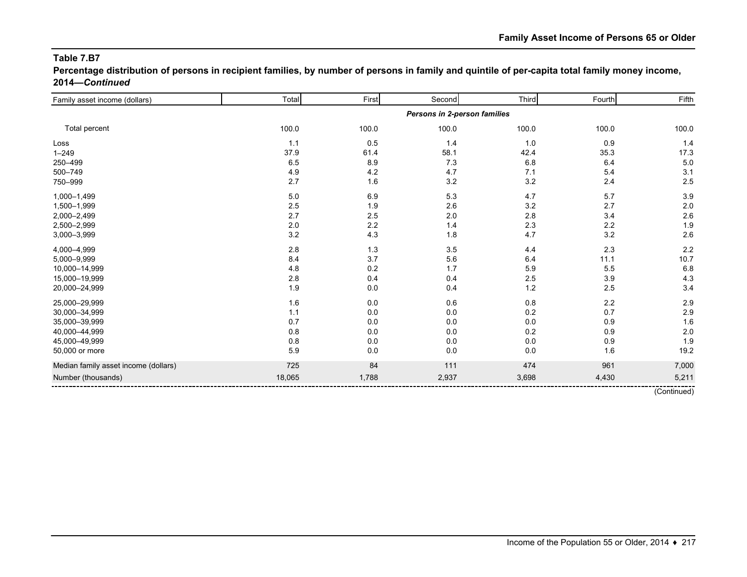## Table 7.B7

**Percentage distribution of persons in recipient families, by number of persons in family and quintile of per-capita total family money income, 2014—*Continued***

| Family asset income (dollars) | Total | First | Second | Third | Fourth | Fifth |
|---|---|---|---|---|---|---|
| | | | ***Persons in 2-person families*** | | | |
| Total percent | 100.0 | 100.0 | 100.0 | 100.0 | 100.0 | 100.0 |
| Loss | 1.1 | 0.5 | 1.4 | 1.0 | 0.9 | 1.4 |
| 1–249 | 37.9 | 61.4 | 58.1 | 42.4 | 35.3 | 17.3 |
| 250–499 | 6.5 | 8.9 | 7.3 | 6.8 | 6.4 | 5.0 |
| 500–749 | 4.9 | 4.2 | 4.7 | 7.1 | 5.4 | 3.1 |
| 750–999 | 2.7 | 1.6 | 3.2 | 3.2 | 2.4 | 2.5 |
| 1,000–1,499 | 5.0 | 6.9 | 5.3 | 4.7 | 5.7 | 3.9 |
| 1,500–1,999 | 2.5 | 1.9 | 2.6 | 3.2 | 2.7 | 2.0 |
| 2,000–2,499 | 2.7 | 2.5 | 2.0 | 2.8 | 3.4 | 2.6 |
| 2,500–2,999 | 2.0 | 2.2 | 1.4 | 2.3 | 2.2 | 1.9 |
| 3,000–3,999 | 3.2 | 4.3 | 1.8 | 4.7 | 3.2 | 2.6 |
| 4,000–4,999 | 2.8 | 1.3 | 3.5 | 4.4 | 2.3 | 2.2 |
| 5,000–9,999 | 8.4 | 3.7 | 5.6 | 6.4 | 11.1 | 10.7 |
| 10,000–14,999 | 4.8 | 0.2 | 1.7 | 5.9 | 5.5 | 6.8 |
| 15,000–19,999 | 2.8 | 0.4 | 0.4 | 2.5 | 3.9 | 4.3 |
| 20,000–24,999 | 1.9 | 0.0 | 0.4 | 1.2 | 2.5 | 3.4 |
| 25,000–29,999 | 1.6 | 0.0 | 0.6 | 0.8 | 2.2 | 2.9 |
| 30,000–34,999 | 1.1 | 0.0 | 0.0 | 0.2 | 0.7 | 2.9 |
| 35,000–39,999 | 0.7 | 0.0 | 0.0 | 0.0 | 0.9 | 1.6 |
| 40,000–44,999 | 0.8 | 0.0 | 0.0 | 0.2 | 0.9 | 2.0 |
| 45,000–49,999 | 0.8 | 0.0 | 0.0 | 0.0 | 0.9 | 1.9 |
| 50,000 or more | 5.9 | 0.0 | 0.0 | 0.0 | 1.6 | 19.2 |
| Median family asset income (dollars) | 725 | 84 | 111 | 474 | 961 | 7,000 |
| Number (thousands) | 18,065 | 1,788 | 2,937 | 3,698 | 4,430 | 5,211 |

(Continued)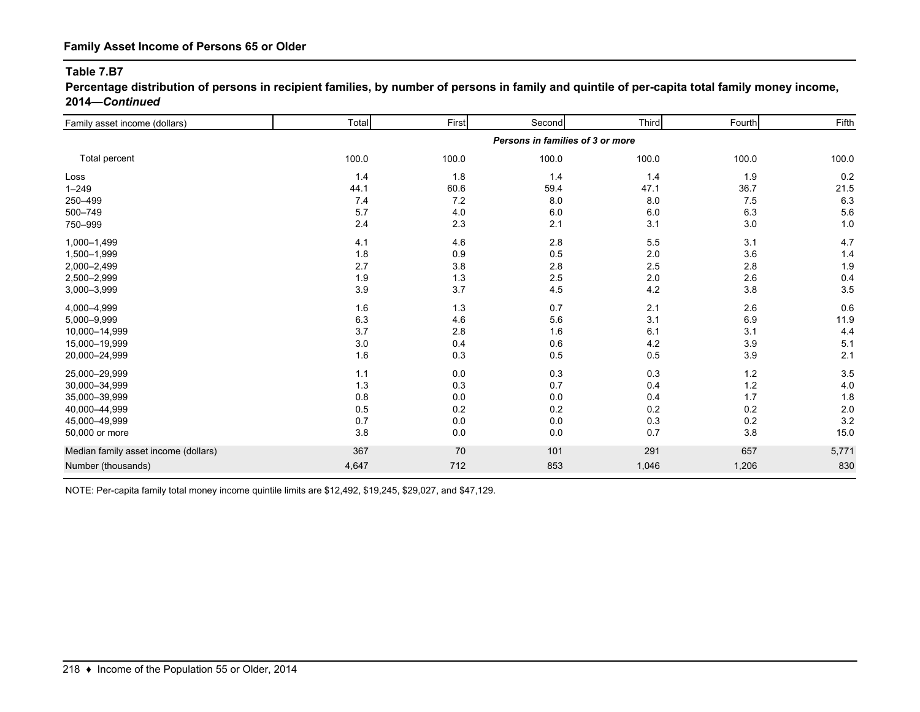## Family Asset Income of Persons 65 or Older

### Table 7.B7

**Percentage distribution of persons in recipient families, by number of persons in family and quintile of per-capita total family money income, 2014—*Continued***

| Family asset income (dollars) | Total | First | Second | Third | Fourth | Fifth |
|---|---|---|---|---|---|---|
| | | | *Persons in families of 3 or more* | | | |
| Total percent | 100.0 | 100.0 | 100.0 | 100.0 | 100.0 | 100.0 |
| Loss | 1.4 | 1.8 | 1.4 | 1.4 | 1.9 | 0.2 |
| 1–249 | 44.1 | 60.6 | 59.4 | 47.1 | 36.7 | 21.5 |
| 250–499 | 7.4 | 7.2 | 8.0 | 8.0 | 7.5 | 6.3 |
| 500–749 | 5.7 | 4.0 | 6.0 | 6.0 | 6.3 | 5.6 |
| 750–999 | 2.4 | 2.3 | 2.1 | 3.1 | 3.0 | 1.0 |
| 1,000–1,499 | 4.1 | 4.6 | 2.8 | 5.5 | 3.1 | 4.7 |
| 1,500–1,999 | 1.8 | 0.9 | 0.5 | 2.0 | 3.6 | 1.4 |
| 2,000–2,499 | 2.7 | 3.8 | 2.8 | 2.5 | 2.8 | 1.9 |
| 2,500–2,999 | 1.9 | 1.3 | 2.5 | 2.0 | 2.6 | 0.4 |
| 3,000–3,999 | 3.9 | 3.7 | 4.5 | 4.2 | 3.8 | 3.5 |
| 4,000–4,999 | 1.6 | 1.3 | 0.7 | 2.1 | 2.6 | 0.6 |
| 5,000–9,999 | 6.3 | 4.6 | 5.6 | 3.1 | 6.9 | 11.9 |
| 10,000–14,999 | 3.7 | 2.8 | 1.6 | 6.1 | 3.1 | 4.4 |
| 15,000–19,999 | 3.0 | 0.4 | 0.6 | 4.2 | 3.9 | 5.1 |
| 20,000–24,999 | 1.6 | 0.3 | 0.5 | 0.5 | 3.9 | 2.1 |
| 25,000–29,999 | 1.1 | 0.0 | 0.3 | 0.3 | 1.2 | 3.5 |
| 30,000–34,999 | 1.3 | 0.3 | 0.7 | 0.4 | 1.2 | 4.0 |
| 35,000–39,999 | 0.8 | 0.0 | 0.0 | 0.4 | 1.7 | 1.8 |
| 40,000–44,999 | 0.5 | 0.2 | 0.2 | 0.2 | 0.2 | 2.0 |
| 45,000–49,999 | 0.7 | 0.0 | 0.0 | 0.3 | 0.2 | 3.2 |
| 50,000 or more | 3.8 | 0.0 | 0.0 | 0.7 | 3.8 | 15.0 |
| Median family asset income (dollars) | 367 | 70 | 101 | 291 | 657 | 5,771 |
| Number (thousands) | 4,647 | 712 | 853 | 1,046 | 1,206 | 830 |

NOTE: Per-capita family total money income quintile limits are $12,492, $19,245, $29,027, and $47,129.